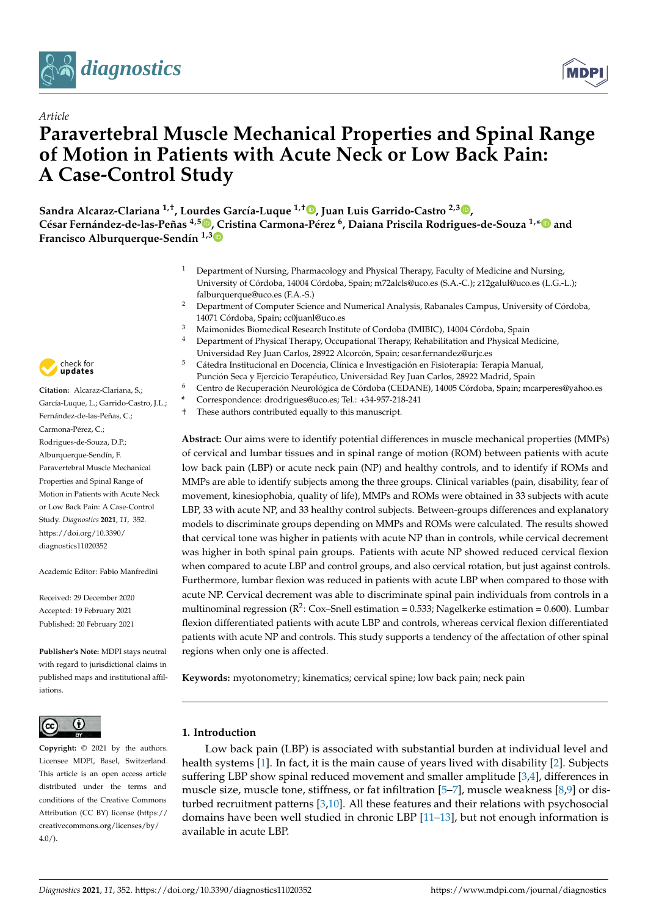*Article*

# Paravertebral Muscle Mechanical Properties and Spinal Range of Motion in Patients with Acute Neck or Low Back Pain: A Case-Control Study

**Sandra Alcaraz-Clariana [1,†], Lourdes García-Luque [1,†], Juan Luis Garrido-Castro [2,3], César Fernández-de-las-Peñas [4,5], Cristina Carmona-Pérez [6], Daiana Priscila Rodrigues-de-Souza [1,*] and Francisco Alburquerque-Sendín [1,3]**

1 Department of Nursing, Pharmacology and Physical Therapy, Faculty of Medicine and Nursing, University of Córdoba, 14004 Córdoba, Spain; m72alcls@uco.es (S.A.-C.); z12galul@uco.es (L.G.-L.); falburquerque@uco.es (F.A.-S.)

2 Department of Computer Science and Numerical Analysis, Rabanales Campus, University of Córdoba, 14071 Córdoba, Spain; cc0juanl@uco.es

3 Maimonides Biomedical Research Institute of Cordoba (IMIBIC), 14004 Córdoba, Spain

4 Department of Physical Therapy, Occupational Therapy, Rehabilitation and Physical Medicine, Universidad Rey Juan Carlos, 28922 Alcorcón, Spain; cesar.fernandez@urjc.es

5 Cátedra Institucional en Docencia, Clínica e Investigación en Fisioterapia: Terapia Manual, Punción Seca y Ejercicio Terapéutico, Universidad Rey Juan Carlos, 28922 Madrid, Spain

6 Centro de Recuperación Neurológica de Córdoba (CEDANE), 14005 Córdoba, Spain; mcarperes@yahoo.es

\* Correspondence: drodrigues@uco.es; Tel.: +34-957-218-241

† These authors contributed equally to this manuscript.

**Citation:** Alcaraz-Clariana, S.; García-Luque, L.; Garrido-Castro, J.L.; Fernández-de-las-Peñas, C.; Carmona-Pérez, C.; Rodrigues-de-Souza, D.P.; Alburquerque-Sendín, F. Paravertebral Muscle Mechanical Properties and Spinal Range of Motion in Patients with Acute Neck or Low Back Pain: A Case-Control Study. *Diagnostics* **2021**, *11*, 352. https://doi.org/10.3390/diagnostics11020352

Academic Editor: Fabio Manfredini

Received: 29 December 2020
Accepted: 19 February 2021
Published: 20 February 2021

**Publisher's Note:** MDPI stays neutral with regard to jurisdictional claims in published maps and institutional affiliations.

**Copyright:** © 2021 by the authors. Licensee MDPI, Basel, Switzerland. This article is an open access article distributed under the terms and conditions of the Creative Commons Attribution (CC BY) license (https://creativecommons.org/licenses/by/4.0/).

**Abstract:** Our aims were to identify potential differences in muscle mechanical properties (MMPs) of cervical and lumbar tissues and in spinal range of motion (ROM) between patients with acute low back pain (LBP) or acute neck pain (NP) and healthy controls, and to identify if ROMs and MMPs are able to identify subjects among the three groups. Clinical variables (pain, disability, fear of movement, kinesiophobia, quality of life), MMPs and ROMs were obtained in 33 subjects with acute LBP, 33 with acute NP, and 33 healthy control subjects. Between-groups differences and explanatory models to discriminate groups depending on MMPs and ROMs were calculated. The results showed that cervical tone was higher in patients with acute NP than in controls, while cervical decrement was higher in both spinal pain groups. Patients with acute NP showed reduced cervical flexion when compared to acute LBP and control groups, and also cervical rotation, but just against controls. Furthermore, lumbar flexion was reduced in patients with acute LBP when compared to those with acute NP. Cervical decrement was able to discriminate spinal pain individuals from controls in a multinominal regression ($R^2$: Cox–Snell estimation = 0.533; Nagelkerke estimation = 0.600). Lumbar flexion differentiated patients with acute LBP and controls, whereas cervical flexion differentiated patients with acute NP and controls. This study supports a tendency of the affectation of other spinal regions when only one is affected.

**Keywords:** myotonometry; kinematics; cervical spine; low back pain; neck pain

## 1. Introduction

Low back pain (LBP) is associated with substantial burden at individual level and health systems [1]. In fact, it is the main cause of years lived with disability [2]. Subjects suffering LBP show spinal reduced movement and smaller amplitude [3,4], differences in muscle size, muscle tone, stiffness, or fat infiltration [5–7], muscle weakness [8,9] or disturbed recruitment patterns [3,10]. All these features and their relations with psychosocial domains have been well studied in chronic LBP [11–13], but not enough information is available in acute LBP.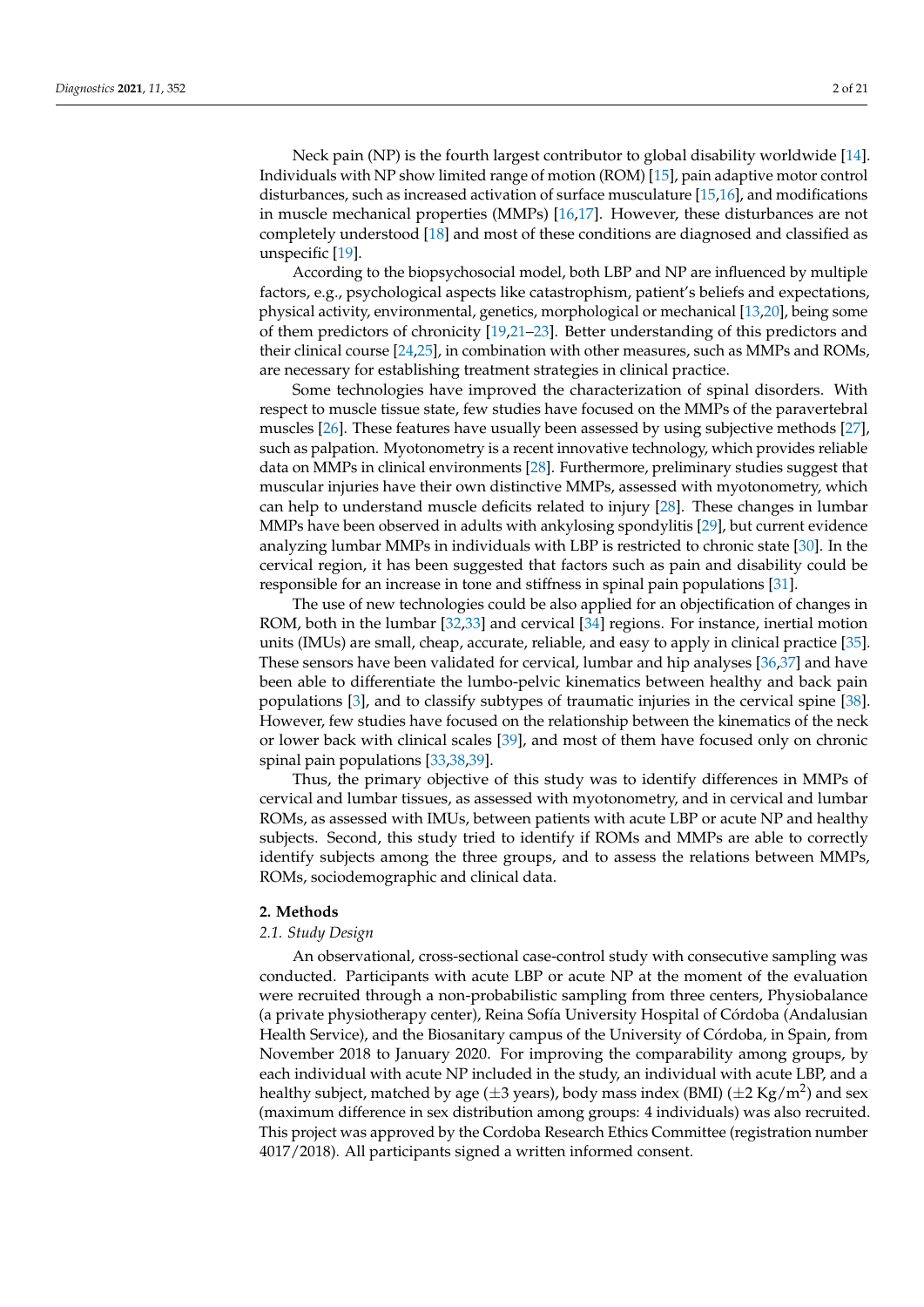Neck pain (NP) is the fourth largest contributor to global disability worldwide [14]. Individuals with NP show limited range of motion (ROM) [15], pain adaptive motor control disturbances, such as increased activation of surface musculature [15,16], and modifications in muscle mechanical properties (MMPs) [16,17]. However, these disturbances are not completely understood [18] and most of these conditions are diagnosed and classified as unspecific [19].

According to the biopsychosocial model, both LBP and NP are influenced by multiple factors, e.g., psychological aspects like catastrophism, patient's beliefs and expectations, physical activity, environmental, genetics, morphological or mechanical [13,20], being some of them predictors of chronicity [19,21–23]. Better understanding of this predictors and their clinical course [24,25], in combination with other measures, such as MMPs and ROMs, are necessary for establishing treatment strategies in clinical practice.

Some technologies have improved the characterization of spinal disorders. With respect to muscle tissue state, few studies have focused on the MMPs of the paravertebral muscles [26]. These features have usually been assessed by using subjective methods [27], such as palpation. Myotonometry is a recent innovative technology, which provides reliable data on MMPs in clinical environments [28]. Furthermore, preliminary studies suggest that muscular injuries have their own distinctive MMPs, assessed with myotonometry, which can help to understand muscle deficits related to injury [28]. These changes in lumbar MMPs have been observed in adults with ankylosing spondylitis [29], but current evidence analyzing lumbar MMPs in individuals with LBP is restricted to chronic state [30]. In the cervical region, it has been suggested that factors such as pain and disability could be responsible for an increase in tone and stiffness in spinal pain populations [31].

The use of new technologies could be also applied for an objectification of changes in ROM, both in the lumbar [32,33] and cervical [34] regions. For instance, inertial motion units (IMUs) are small, cheap, accurate, reliable, and easy to apply in clinical practice [35]. These sensors have been validated for cervical, lumbar and hip analyses [36,37] and have been able to differentiate the lumbo-pelvic kinematics between healthy and back pain populations [3], and to classify subtypes of traumatic injuries in the cervical spine [38]. However, few studies have focused on the relationship between the kinematics of the neck or lower back with clinical scales [39], and most of them have focused only on chronic spinal pain populations [33,38,39].

Thus, the primary objective of this study was to identify differences in MMPs of cervical and lumbar tissues, as assessed with myotonometry, and in cervical and lumbar ROMs, as assessed with IMUs, between patients with acute LBP or acute NP and healthy subjects. Second, this study tried to identify if ROMs and MMPs are able to correctly identify subjects among the three groups, and to assess the relations between MMPs, ROMs, sociodemographic and clinical data.

## 2. Methods

### 2.1. Study Design

An observational, cross-sectional case-control study with consecutive sampling was conducted. Participants with acute LBP or acute NP at the moment of the evaluation were recruited through a non-probabilistic sampling from three centers, Physiobalance (a private physiotherapy center), Reina Sofía University Hospital of Córdoba (Andalusian Health Service), and the Biosanitary campus of the University of Córdoba, in Spain, from November 2018 to January 2020. For improving the comparability among groups, by each individual with acute NP included in the study, an individual with acute LBP, and a healthy subject, matched by age (±3 years), body mass index (BMI) (±2 Kg/m$^2$) and sex (maximum difference in sex distribution among groups: 4 individuals) was also recruited. This project was approved by the Cordoba Research Ethics Committee (registration number 4017/2018). All participants signed a written informed consent.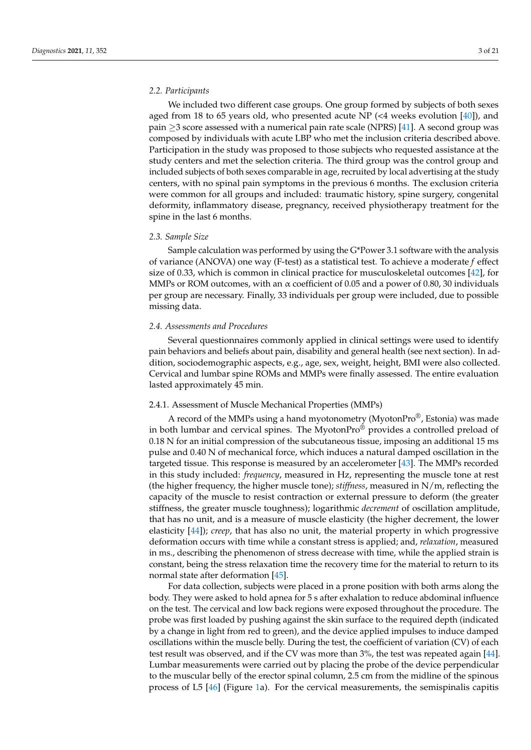### 2.2. Participants

We included two different case groups. One group formed by subjects of both sexes aged from 18 to 65 years old, who presented acute NP (<4 weeks evolution [40]), and pain ≥3 score assessed with a numerical pain rate scale (NPRS) [41]. A second group was composed by individuals with acute LBP who met the inclusion criteria described above. Participation in the study was proposed to those subjects who requested assistance at the study centers and met the selection criteria. The third group was the control group and included subjects of both sexes comparable in age, recruited by local advertising at the study centers, with no spinal pain symptoms in the previous 6 months. The exclusion criteria were common for all groups and included: traumatic history, spine surgery, congenital deformity, inflammatory disease, pregnancy, received physiotherapy treatment for the spine in the last 6 months.

### 2.3. Sample Size

Sample calculation was performed by using the G*Power 3.1 software with the analysis of variance (ANOVA) one way (F-test) as a statistical test. To achieve a moderate $f$ effect size of 0.33, which is common in clinical practice for musculoskeletal outcomes [42], for MMPs or ROM outcomes, with an $\alpha$ coefficient of 0.05 and a power of 0.80, 30 individuals per group are necessary. Finally, 33 individuals per group were included, due to possible missing data.

### 2.4. Assessments and Procedures

Several questionnaires commonly applied in clinical settings were used to identify pain behaviors and beliefs about pain, disability and general health (see next section). In addition, sociodemographic aspects, e.g., age, sex, weight, height, BMI were also collected. Cervical and lumbar spine ROMs and MMPs were finally assessed. The entire evaluation lasted approximately 45 min.

#### 2.4.1. Assessment of Muscle Mechanical Properties (MMPs)

A record of the MMPs using a hand myotonometry (MyotonPro®, Estonia) was made in both lumbar and cervical spines. The MyotonPro® provides a controlled preload of 0.18 N for an initial compression of the subcutaneous tissue, imposing an additional 15 ms pulse and 0.40 N of mechanical force, which induces a natural damped oscillation in the targeted tissue. This response is measured by an accelerometer [43]. The MMPs recorded in this study included: *frequency*, measured in Hz, representing the muscle tone at rest (the higher frequency, the higher muscle tone); *stiffness*, measured in N/m, reflecting the capacity of the muscle to resist contraction or external pressure to deform (the greater stiffness, the greater muscle toughness); logarithmic *decrement* of oscillation amplitude, that has no unit, and is a measure of muscle elasticity (the higher decrement, the lower elasticity [44]); *creep*, that has also no unit, the material property in which progressive deformation occurs with time while a constant stress is applied; and, *relaxation*, measured in ms., describing the phenomenon of stress decrease with time, while the applied strain is constant, being the stress relaxation time the recovery time for the material to return to its normal state after deformation [45].

For data collection, subjects were placed in a prone position with both arms along the body. They were asked to hold apnea for 5 s after exhalation to reduce abdominal influence on the test. The cervical and low back regions were exposed throughout the procedure. The probe was first loaded by pushing against the skin surface to the required depth (indicated by a change in light from red to green), and the device applied impulses to induce damped oscillations within the muscle belly. During the test, the coefficient of variation (CV) of each test result was observed, and if the CV was more than 3%, the test was repeated again [44]. Lumbar measurements were carried out by placing the probe of the device perpendicular to the muscular belly of the erector spinal column, 2.5 cm from the midline of the spinous process of L5 [46] (Figure 1a). For the cervical measurements, the semispinalis capitis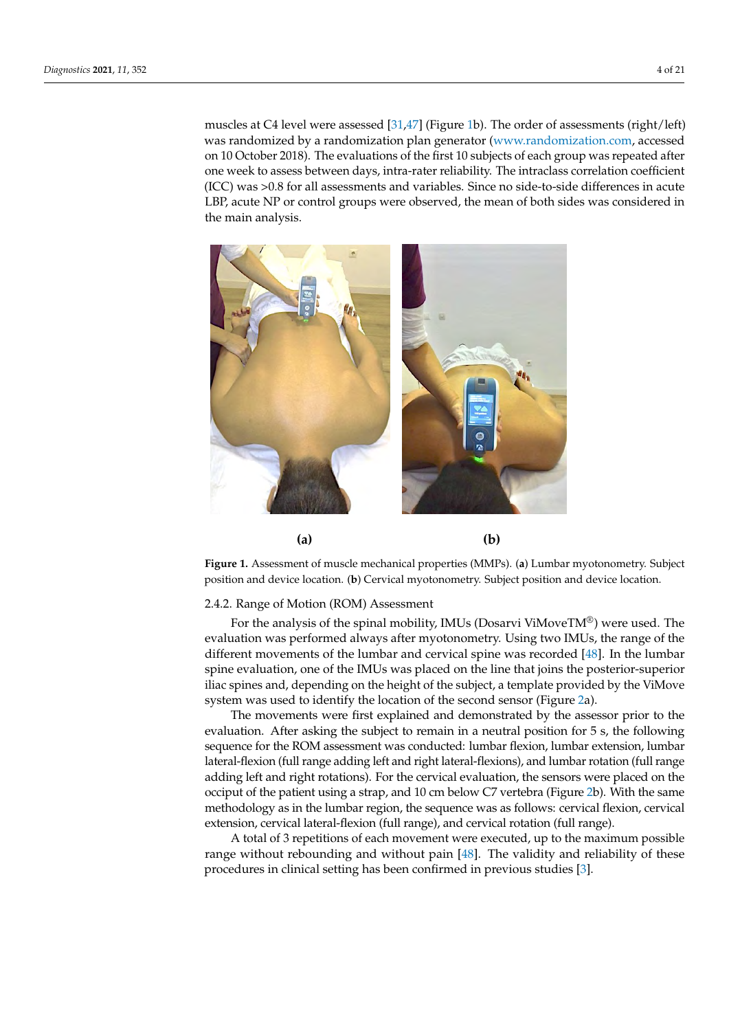muscles at C4 level were assessed [31,47] (Figure 1b). The order of assessments (right/left) was randomized by a randomization plan generator (www.randomization.com, accessed on 10 October 2018). The evaluations of the first 10 subjects of each group was repeated after one week to assess between days, intra-rater reliability. The intraclass correlation coefficient (ICC) was >0.8 for all assessments and variables. Since no side-to-side differences in acute LBP, acute NP or control groups were observed, the mean of both sides was considered in the main analysis.

**(a)** **(b)**

**Figure 1.** Assessment of muscle mechanical properties (MMPs). (**a**) Lumbar myotonometry. Subject position and device location. (**b**) Cervical myotonometry. Subject position and device location.

2.4.2. Range of Motion (ROM) Assessment

For the analysis of the spinal mobility, IMUs (Dosarvi ViMoveTM®) were used. The evaluation was performed always after myotonometry. Using two IMUs, the range of the different movements of the lumbar and cervical spine was recorded [48]. In the lumbar spine evaluation, one of the IMUs was placed on the line that joins the posterior-superior iliac spines and, depending on the height of the subject, a template provided by the ViMove system was used to identify the location of the second sensor (Figure 2a).

The movements were first explained and demonstrated by the assessor prior to the evaluation. After asking the subject to remain in a neutral position for 5 s, the following sequence for the ROM assessment was conducted: lumbar flexion, lumbar extension, lumbar lateral-flexion (full range adding left and right lateral-flexions), and lumbar rotation (full range adding left and right rotations). For the cervical evaluation, the sensors were placed on the occiput of the patient using a strap, and 10 cm below C7 vertebra (Figure 2b). With the same methodology as in the lumbar region, the sequence was as follows: cervical flexion, cervical extension, cervical lateral-flexion (full range), and cervical rotation (full range).

A total of 3 repetitions of each movement were executed, up to the maximum possible range without rebounding and without pain [48]. The validity and reliability of these procedures in clinical setting has been confirmed in previous studies [3].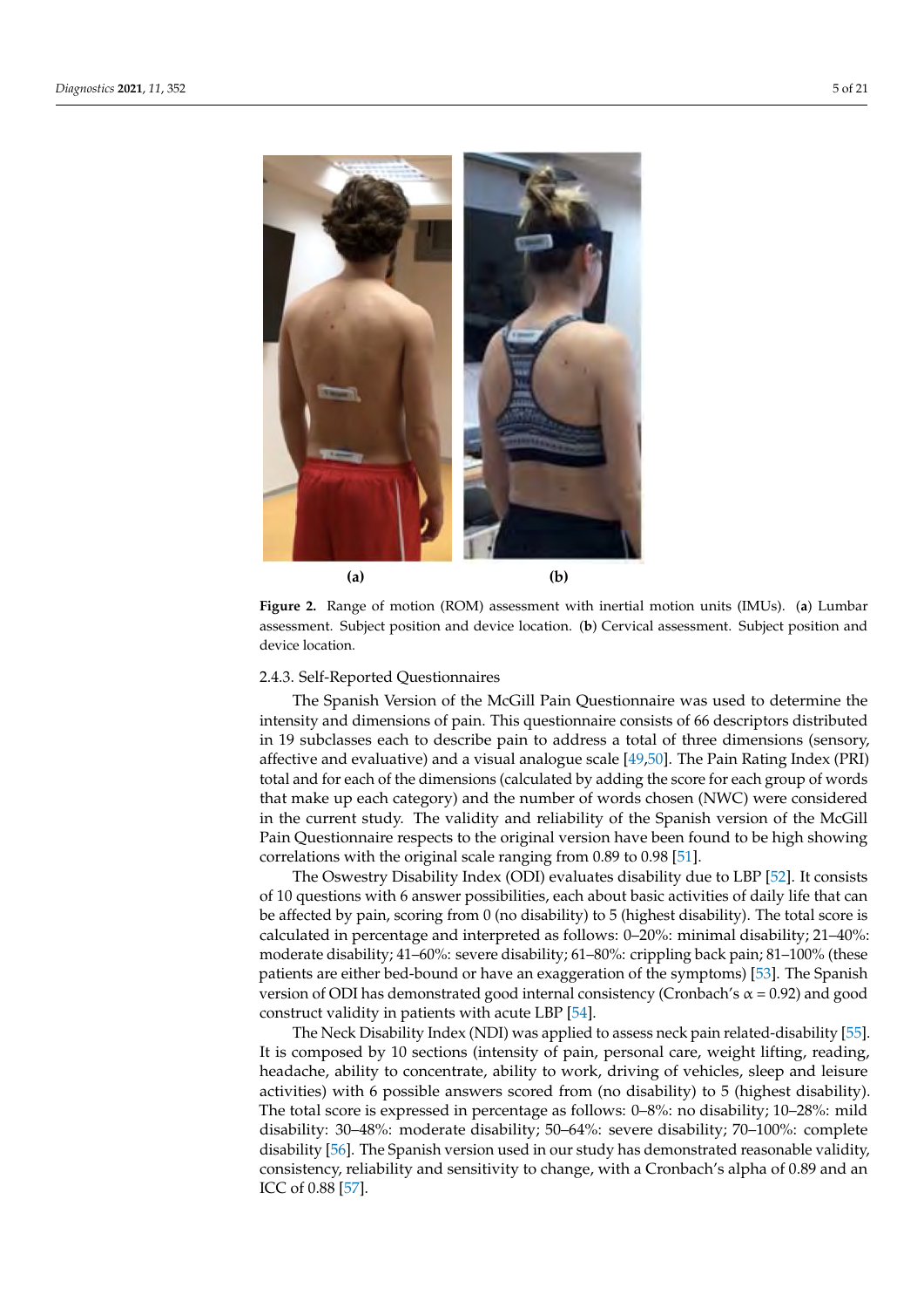(a) (b)

**Figure 2.** Range of motion (ROM) assessment with inertial motion units (IMUs). (**a**) Lumbar assessment. Subject position and device location. (**b**) Cervical assessment. Subject position and device location.

#### 2.4.3. Self-Reported Questionnaires

The Spanish Version of the McGill Pain Questionnaire was used to determine the intensity and dimensions of pain. This questionnaire consists of 66 descriptors distributed in 19 subclasses each to describe pain to address a total of three dimensions (sensory, affective and evaluative) and a visual analogue scale [49,50]. The Pain Rating Index (PRI) total and for each of the dimensions (calculated by adding the score for each group of words that make up each category) and the number of words chosen (NWC) were considered in the current study. The validity and reliability of the Spanish version of the McGill Pain Questionnaire respects to the original version have been found to be high showing correlations with the original scale ranging from 0.89 to 0.98 [51].

The Oswestry Disability Index (ODI) evaluates disability due to LBP [52]. It consists of 10 questions with 6 answer possibilities, each about basic activities of daily life that can be affected by pain, scoring from 0 (no disability) to 5 (highest disability). The total score is calculated in percentage and interpreted as follows: 0–20%: minimal disability; 21–40%: moderate disability; 41–60%: severe disability; 61–80%: crippling back pain; 81–100% (these patients are either bed-bound or have an exaggeration of the symptoms) [53]. The Spanish version of ODI has demonstrated good internal consistency (Cronbach's $\alpha = 0.92$) and good construct validity in patients with acute LBP [54].

The Neck Disability Index (NDI) was applied to assess neck pain related-disability [55]. It is composed by 10 sections (intensity of pain, personal care, weight lifting, reading, headache, ability to concentrate, ability to work, driving of vehicles, sleep and leisure activities) with 6 possible answers scored from (no disability) to 5 (highest disability). The total score is expressed in percentage as follows: 0–8%: no disability; 10–28%: mild disability: 30–48%: moderate disability; 50–64%: severe disability; 70–100%: complete disability [56]. The Spanish version used in our study has demonstrated reasonable validity, consistency, reliability and sensitivity to change, with a Cronbach's alpha of 0.89 and an ICC of 0.88 [57].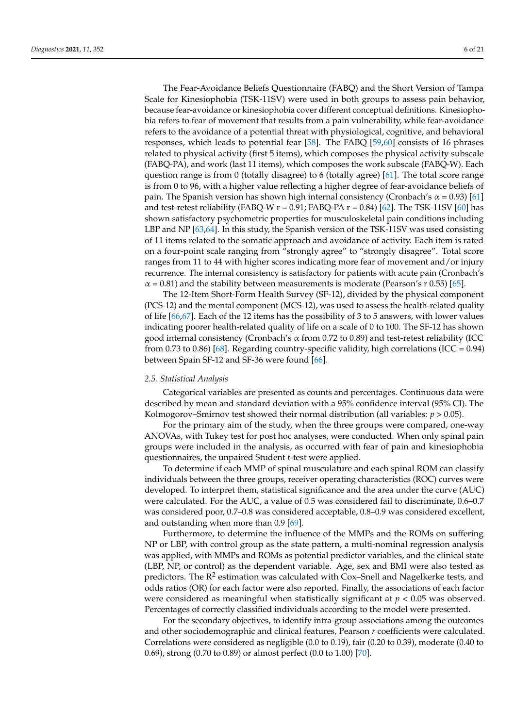The Fear-Avoidance Beliefs Questionnaire (FABQ) and the Short Version of Tampa Scale for Kinesiophobia (TSK-11SV) were used in both groups to assess pain behavior, because fear-avoidance or kinesiophobia cover different conceptual definitions. Kinesiophobia refers to fear of movement that results from a pain vulnerability, while fear-avoidance refers to the avoidance of a potential threat with physiological, cognitive, and behavioral responses, which leads to potential fear [58]. The FABQ [59,60] consists of 16 phrases related to physical activity (first 5 items), which composes the physical activity subscale (FABQ-PA), and work (last 11 items), which composes the work subscale (FABQ-W). Each question range is from 0 (totally disagree) to 6 (totally agree) [61]. The total score range is from 0 to 96, with a higher value reflecting a higher degree of fear-avoidance beliefs of pain. The Spanish version has shown high internal consistency (Cronbach's $\alpha = 0.93$) [61] and test-retest reliability (FABQ-W $r = 0.91$; FABQ-PA $r = 0.84$) [62]. The TSK-11SV [60] has shown satisfactory psychometric properties for musculoskeletal pain conditions including LBP and NP [63,64]. In this study, the Spanish version of the TSK-11SV was used consisting of 11 items related to the somatic approach and avoidance of activity. Each item is rated on a four-point scale ranging from "strongly agree" to "strongly disagree". Total score ranges from 11 to 44 with higher scores indicating more fear of movement and/or injury recurrence. The internal consistency is satisfactory for patients with acute pain (Cronbach's $\alpha = 0.81$) and the stability between measurements is moderate (Pearson's r 0.55) [65].

The 12-Item Short-Form Health Survey (SF-12), divided by the physical component (PCS-12) and the mental component (MCS-12), was used to assess the health-related quality of life [66,67]. Each of the 12 items has the possibility of 3 to 5 answers, with lower values indicating poorer health-related quality of life on a scale of 0 to 100. The SF-12 has shown good internal consistency (Cronbach's $\alpha$ from 0.72 to 0.89) and test-retest reliability (ICC from 0.73 to 0.86) [68]. Regarding country-specific validity, high correlations (ICC = 0.94) between Spain SF-12 and SF-36 were found [66].

### 2.5. Statistical Analysis

Categorical variables are presented as counts and percentages. Continuous data were described by mean and standard deviation with a 95% confidence interval (95% CI). The Kolmogorov–Smirnov test showed their normal distribution (all variables: $p > 0.05$).

For the primary aim of the study, when the three groups were compared, one-way ANOVAs, with Tukey test for post hoc analyses, were conducted. When only spinal pain groups were included in the analysis, as occurred with fear of pain and kinesiophobia questionnaires, the unpaired Student *t*-test were applied.

To determine if each MMP of spinal musculature and each spinal ROM can classify individuals between the three groups, receiver operating characteristics (ROC) curves were developed. To interpret them, statistical significance and the area under the curve (AUC) were calculated. For the AUC, a value of 0.5 was considered fail to discriminate, 0.6–0.7 was considered poor, 0.7–0.8 was considered acceptable, 0.8–0.9 was considered excellent, and outstanding when more than 0.9 [69].

Furthermore, to determine the influence of the MMPs and the ROMs on suffering NP or LBP, with control group as the state pattern, a multi-nominal regression analysis was applied, with MMPs and ROMs as potential predictor variables, and the clinical state (LBP, NP, or control) as the dependent variable. Age, sex and BMI were also tested as predictors. The $R^2$ estimation was calculated with Cox–Snell and Nagelkerke tests, and odds ratios (OR) for each factor were also reported. Finally, the associations of each factor were considered as meaningful when statistically significant at $p < 0.05$ was observed. Percentages of correctly classified individuals according to the model were presented.

For the secondary objectives, to identify intra-group associations among the outcomes and other sociodemographic and clinical features, Pearson *r* coefficients were calculated. Correlations were considered as negligible (0.0 to 0.19), fair (0.20 to 0.39), moderate (0.40 to 0.69), strong (0.70 to 0.89) or almost perfect (0.0 to 1.00) [70].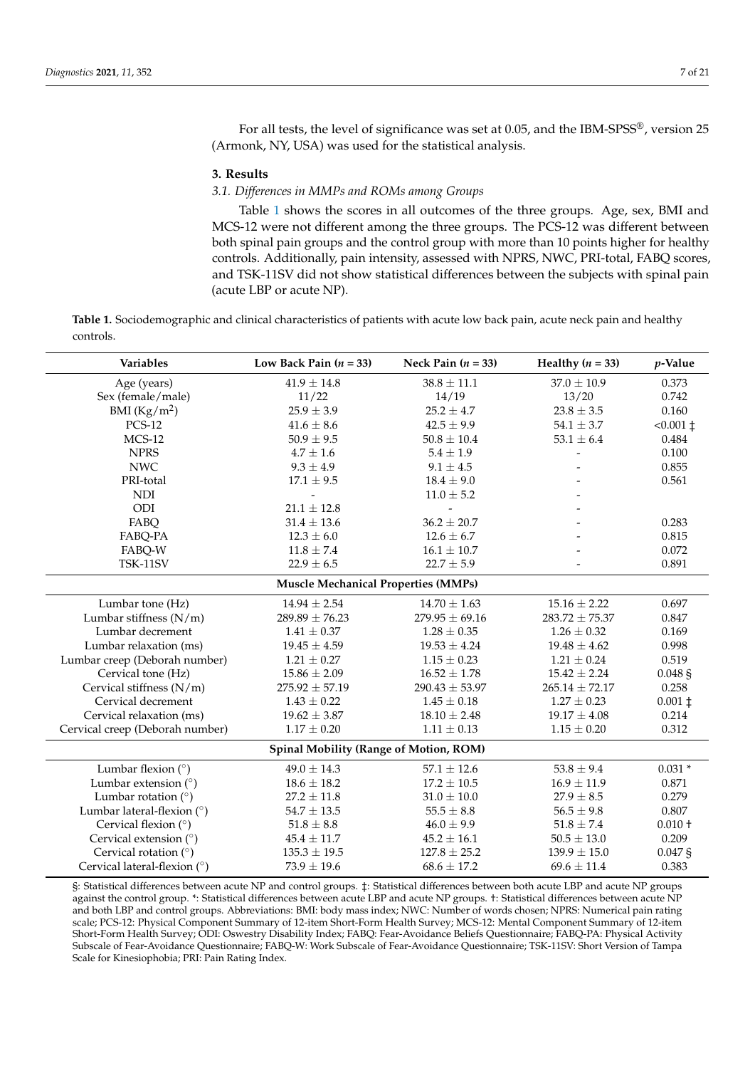For all tests, the level of significance was set at 0.05, and the IBM-SPSS®, version 25 (Armonk, NY, USA) was used for the statistical analysis.

## 3. Results

### 3.1. Differences in MMPs and ROMs among Groups

Table 1 shows the scores in all outcomes of the three groups. Age, sex, BMI and MCS-12 were not different among the three groups. The PCS-12 was different between both spinal pain groups and the control group with more than 10 points higher for healthy controls. Additionally, pain intensity, assessed with NPRS, NWC, PRI-total, FABQ scores, and TSK-11SV did not show statistical differences between the subjects with spinal pain (acute LBP or acute NP).

**Table 1.** Sociodemographic and clinical characteristics of patients with acute low back pain, acute neck pain and healthy controls.

| Variables | Low Back Pain ($n$ = 33) | Neck Pain ($n$ = 33) | Healthy ($n$ = 33) | $p$-Value |
|---|---|---|---|---|
| Age (years) | 41.9 ± 14.8 | 38.8 ± 11.1 | 37.0 ± 10.9 | 0.373 |
| Sex (female/male) | 11/22 | 14/19 | 13/20 | 0.742 |
| BMI (Kg/m$^2$) | 25.9 ± 3.9 | 25.2 ± 4.7 | 23.8 ± 3.5 | 0.160 |
| PCS-12 | 41.6 ± 8.6 | 42.5 ± 9.9 | 54.1 ± 3.7 | <0.001 ‡ |
| MCS-12 | 50.9 ± 9.5 | 50.8 ± 10.4 | 53.1 ± 6.4 | 0.484 |
| NPRS | 4.7 ± 1.6 | 5.4 ± 1.9 | - | 0.100 |
| NWC | 9.3 ± 4.9 | 9.1 ± 4.5 | - | 0.855 |
| PRI-total | 17.1 ± 9.5 | 18.4 ± 9.0 | - | 0.561 |
| NDI | - | 11.0 ± 5.2 | - | |
| ODI | 21.1 ± 12.8 | - | - | |
| FABQ | 31.4 ± 13.6 | 36.2 ± 20.7 | - | 0.283 |
| FABQ-PA | 12.3 ± 6.0 | 12.6 ± 6.7 | - | 0.815 |
| FABQ-W | 11.8 ± 7.4 | 16.1 ± 10.7 | - | 0.072 |
| TSK-11SV | 22.9 ± 6.5 | 22.7 ± 5.9 | - | 0.891 |
| **Muscle Mechanical Properties (MMPs)** | | | | |
| Lumbar tone (Hz) | 14.94 ± 2.54 | 14.70 ± 1.63 | 15.16 ± 2.22 | 0.697 |
| Lumbar stiffness (N/m) | 289.89 ± 76.23 | 279.95 ± 69.16 | 283.72 ± 75.37 | 0.847 |
| Lumbar decrement | 1.41 ± 0.37 | 1.28 ± 0.35 | 1.26 ± 0.32 | 0.169 |
| Lumbar relaxation (ms) | 19.45 ± 4.59 | 19.53 ± 4.24 | 19.48 ± 4.62 | 0.998 |
| Lumbar creep (Deborah number) | 1.21 ± 0.27 | 1.15 ± 0.23 | 1.21 ± 0.24 | 0.519 |
| Cervical tone (Hz) | 15.86 ± 2.09 | 16.52 ± 1.78 | 15.42 ± 2.24 | 0.048 § |
| Cervical stiffness (N/m) | 275.92 ± 57.19 | 290.43 ± 53.97 | 265.14 ± 72.17 | 0.258 |
| Cervical decrement | 1.43 ± 0.22 | 1.45 ± 0.18 | 1.27 ± 0.23 | 0.001 ‡ |
| Cervical relaxation (ms) | 19.62 ± 3.87 | 18.10 ± 2.48 | 19.17 ± 4.08 | 0.214 |
| Cervical creep (Deborah number) | 1.17 ± 0.20 | 1.11 ± 0.13 | 1.15 ± 0.20 | 0.312 |
| **Spinal Mobility (Range of Motion, ROM)** | | | | |
| Lumbar flexion (°) | 49.0 ± 14.3 | 57.1 ± 12.6 | 53.8 ± 9.4 | 0.031 * |
| Lumbar extension (°) | 18.6 ± 18.2 | 17.2 ± 10.5 | 16.9 ± 11.9 | 0.871 |
| Lumbar rotation (°) | 27.2 ± 11.8 | 31.0 ± 10.0 | 27.9 ± 8.5 | 0.279 |
| Lumbar lateral-flexion (°) | 54.7 ± 13.5 | 55.5 ± 8.8 | 56.5 ± 9.8 | 0.807 |
| Cervical flexion (°) | 51.8 ± 8.8 | 46.0 ± 9.9 | 51.8 ± 7.4 | 0.010 † |
| Cervical extension (°) | 45.4 ± 11.7 | 45.2 ± 16.1 | 50.5 ± 13.0 | 0.209 |
| Cervical rotation (°) | 135.3 ± 19.5 | 127.8 ± 25.2 | 139.9 ± 15.0 | 0.047 § |
| Cervical lateral-flexion (°) | 73.9 ± 19.6 | 68.6 ± 17.2 | 69.6 ± 11.4 | 0.383 |

§: Statistical differences between acute NP and control groups. ‡: Statistical differences between both acute LBP and acute NP groups against the control group. *: Statistical differences between acute LBP and acute NP groups. †: Statistical differences between acute NP and both LBP and control groups. Abbreviations: BMI: body mass index; NWC: Number of words chosen; NPRS: Numerical pain rating scale; PCS-12: Physical Component Summary of 12-item Short-Form Health Survey; MCS-12: Mental Component Summary of 12-item Short-Form Health Survey; ODI: Oswestry Disability Index; FABQ: Fear-Avoidance Beliefs Questionnaire; FABQ-PA: Physical Activity Subscale of Fear-Avoidance Questionnaire; FABQ-W: Work Subscale of Fear-Avoidance Questionnaire; TSK-11SV: Short Version of Tampa Scale for Kinesiophobia; PRI: Pain Rating Index.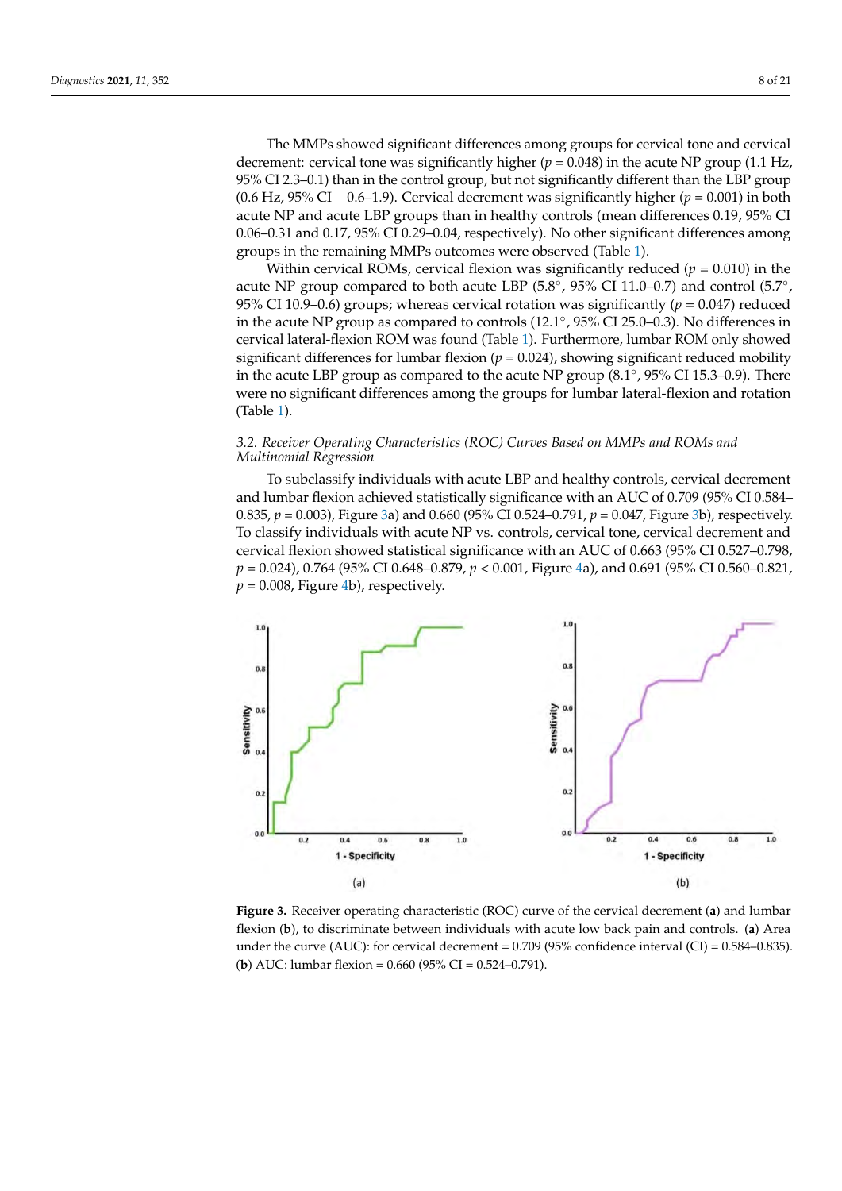The MMPs showed significant differences among groups for cervical tone and cervical decrement: cervical tone was significantly higher ($p = 0.048$) in the acute NP group (1.1 Hz, 95% CI 2.3–0.1) than in the control group, but not significantly different than the LBP group (0.6 Hz, 95% CI −0.6–1.9). Cervical decrement was significantly higher ($p = 0.001$) in both acute NP and acute LBP groups than in healthy controls (mean differences 0.19, 95% CI 0.06–0.31 and 0.17, 95% CI 0.29–0.04, respectively). No other significant differences among groups in the remaining MMPs outcomes were observed (Table 1).

Within cervical ROMs, cervical flexion was significantly reduced ($p = 0.010$) in the acute NP group compared to both acute LBP (5.8°, 95% CI 11.0–0.7) and control (5.7°, 95% CI 10.9–0.6) groups; whereas cervical rotation was significantly ($p = 0.047$) reduced in the acute NP group as compared to controls (12.1°, 95% CI 25.0–0.3). No differences in cervical lateral-flexion ROM was found (Table 1). Furthermore, lumbar ROM only showed significant differences for lumbar flexion ($p = 0.024$), showing significant reduced mobility in the acute LBP group as compared to the acute NP group (8.1°, 95% CI 15.3–0.9). There were no significant differences among the groups for lumbar lateral-flexion and rotation (Table 1).

### 3.2. Receiver Operating Characteristics (ROC) Curves Based on MMPs and ROMs and Multinomial Regression

To subclassify individuals with acute LBP and healthy controls, cervical decrement and lumbar flexion achieved statistically significance with an AUC of 0.709 (95% CI 0.584–0.835, $p = 0.003$), Figure 3a) and 0.660 (95% CI 0.524–0.791, $p = 0.047$, Figure 3b), respectively. To classify individuals with acute NP vs. controls, cervical tone, cervical decrement and cervical flexion showed statistical significance with an AUC of 0.663 (95% CI 0.527–0.798, $p = 0.024$), 0.764 (95% CI 0.648–0.879, $p < 0.001$, Figure 4a), and 0.691 (95% CI 0.560–0.821, $p = 0.008$, Figure 4b), respectively.

**Figure 3.** Receiver operating characteristic (ROC) curve of the cervical decrement (**a**) and lumbar flexion (**b**), to discriminate between individuals with acute low back pain and controls. (**a**) Area under the curve (AUC): for cervical decrement = 0.709 (95% confidence interval (CI) = 0.584–0.835). (**b**) AUC: lumbar flexion = 0.660 (95% CI = 0.524–0.791).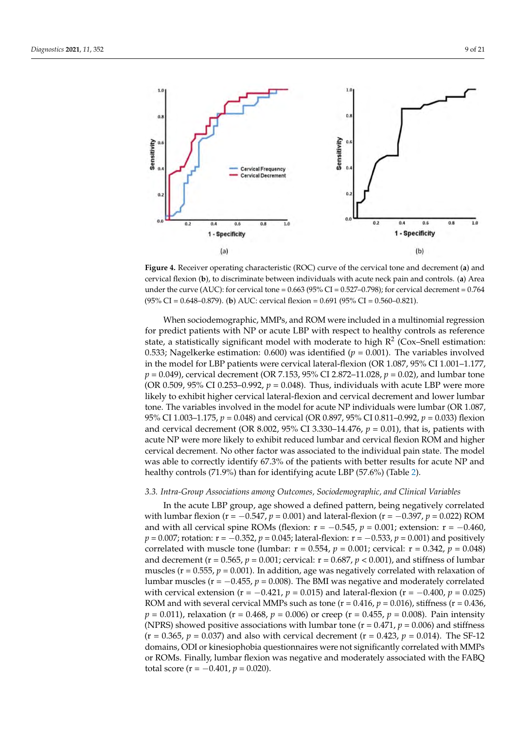**Figure 4.** Receiver operating characteristic (ROC) curve of the cervical tone and decrement (**a**) and cervical flexion (**b**), to discriminate between individuals with acute neck pain and controls. (**a**) Area under the curve (AUC): for cervical tone = 0.663 (95% CI = 0.527–0.798); for cervical decrement = 0.764 (95% CI = 0.648–0.879). (**b**) AUC: cervical flexion = 0.691 (95% CI = 0.560–0.821).

When sociodemographic, MMPs, and ROM were included in a multinomial regression for predict patients with NP or acute LBP with respect to healthy controls as reference state, a statistically significant model with moderate to high $R^2$ (Cox–Snell estimation: 0.533; Nagelkerke estimation: 0.600) was identified ($p = 0.001$). The variables involved in the model for LBP patients were cervical lateral-flexion (OR 1.087, 95% CI 1.001–1.177, $p = 0.049$), cervical decrement (OR 7.153, 95% CI 2.872–11.028, $p = 0.02$), and lumbar tone (OR 0.509, 95% CI 0.253–0.992, $p = 0.048$). Thus, individuals with acute LBP were more likely to exhibit higher cervical lateral-flexion and cervical decrement and lower lumbar tone. The variables involved in the model for acute NP individuals were lumbar (OR 1.087, 95% CI 1.003–1.175, $p = 0.048$) and cervical (OR 0.897, 95% CI 0.811–0.992, $p = 0.033$) flexion and cervical decrement (OR 8.002, 95% CI 3.330–14.476, $p = 0.01$), that is, patients with acute NP were more likely to exhibit reduced lumbar and cervical flexion ROM and higher cervical decrement. No other factor was associated to the individual pain state. The model was able to correctly identify 67.3% of the patients with better results for acute NP and healthy controls (71.9%) than for identifying acute LBP (57.6%) (Table 2).

### 3.3. Intra-Group Associations among Outcomes, Sociodemographic, and Clinical Variables

In the acute LBP group, age showed a defined pattern, being negatively correlated with lumbar flexion ($r = -0.547$, $p = 0.001$) and lateral-flexion ($r = -0.397$, $p = 0.022$) ROM and with all cervical spine ROMs (flexion: $r = -0.545$, $p = 0.001$; extension: $r = -0.460$, $p = 0.007$; rotation: $r = -0.352$, $p = 0.045$; lateral-flexion: $r = -0.533$, $p = 0.001$) and positively correlated with muscle tone (lumbar: $r = 0.554$, $p = 0.001$; cervical: $r = 0.342$, $p = 0.048$) and decrement ($r = 0.565$, $p = 0.001$; cervical: $r = 0.687$, $p < 0.001$), and stiffness of lumbar muscles ($r = 0.555$, $p = 0.001$). In addition, age was negatively correlated with relaxation of lumbar muscles ($r = -0.455$, $p = 0.008$). The BMI was negative and moderately correlated with cervical extension ($r = -0.421$, $p = 0.015$) and lateral-flexion ($r = -0.400$, $p = 0.025$) ROM and with several cervical MMPs such as tone ($r = 0.416$, $p = 0.016$), stiffness ($r = 0.436$, $p = 0.011$), relaxation ($r = 0.468$, $p = 0.006$) or creep ($r = 0.455$, $p = 0.008$). Pain intensity (NPRS) showed positive associations with lumbar tone ($r = 0.471$, $p = 0.006$) and stiffness ($r = 0.365$, $p = 0.037$) and also with cervical decrement ($r = 0.423$, $p = 0.014$). The SF-12 domains, ODI or kinesiophobia questionnaires were not significantly correlated with MMPs or ROMs. Finally, lumbar flexion was negative and moderately associated with the FABQ total score ($r = -0.401$, $p = 0.020$).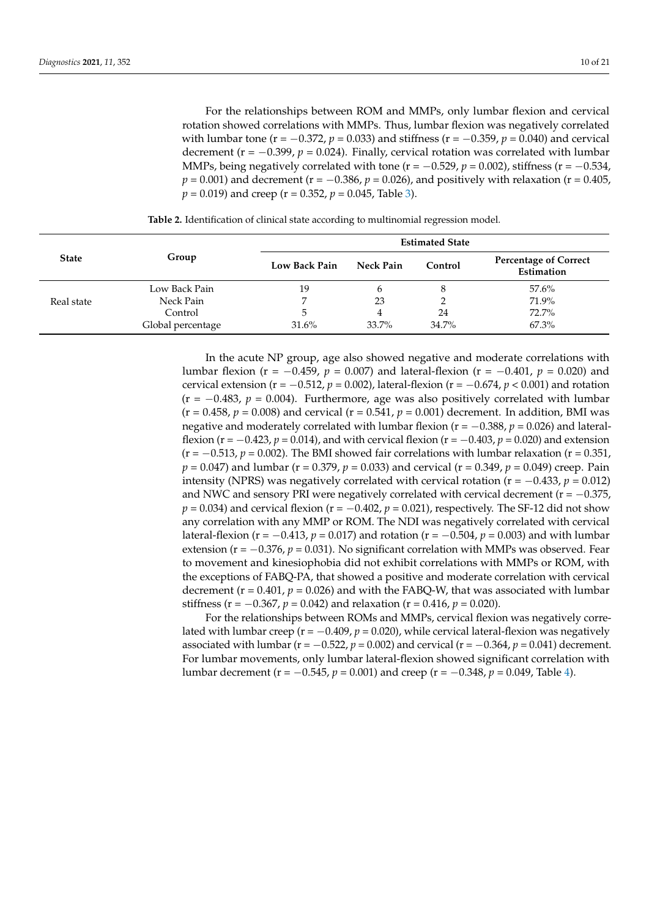For the relationships between ROM and MMPs, only lumbar flexion and cervical rotation showed correlations with MMPs. Thus, lumbar flexion was negatively correlated with lumbar tone ($r = -0.372$, $p = 0.033$) and stiffness ($r = -0.359$, $p = 0.040$) and cervical decrement ($r = -0.399$, $p = 0.024$). Finally, cervical rotation was correlated with lumbar MMPs, being negatively correlated with tone ($r = -0.529$, $p = 0.002$), stiffness ($r = -0.534$, $p = 0.001$) and decrement ($r = -0.386$, $p = 0.026$), and positively with relaxation ($r = 0.405$, $p = 0.019$) and creep ($r = 0.352$, $p = 0.045$, Table 3).

**Table 2.** Identification of clinical state according to multinomial regression model.

| State | Group | Estimated State | | | |
|---|---|---|---|---|---|
| | | Low Back Pain | Neck Pain | Control | Percentage of Correct Estimation |
| Real state | Low Back Pain | 19 | 6 | 8 | 57.6% |
| | Neck Pain | 7 | 23 | 2 | 71.9% |
| | Control | 5 | 4 | 24 | 72.7% |
| | Global percentage | 31.6% | 33.7% | 34.7% | 67.3% |

In the acute NP group, age also showed negative and moderate correlations with lumbar flexion ($r = -0.459$, $p = 0.007$) and lateral-flexion ($r = -0.401$, $p = 0.020$) and cervical extension ($r = -0.512$, $p = 0.002$), lateral-flexion ($r = -0.674$, $p < 0.001$) and rotation ($r = -0.483$, $p = 0.004$). Furthermore, age was also positively correlated with lumbar ($r = 0.458$, $p = 0.008$) and cervical ($r = 0.541$, $p = 0.001$) decrement. In addition, BMI was negative and moderately correlated with lumbar flexion ($r = -0.388$, $p = 0.026$) and lateral-flexion ($r = -0.423$, $p = 0.014$), and with cervical flexion ($r = -0.403$, $p = 0.020$) and extension ($r = -0.513$, $p = 0.002$). The BMI showed fair correlations with lumbar relaxation ($r = 0.351$, $p = 0.047$) and lumbar ($r = 0.379$, $p = 0.033$) and cervical ($r = 0.349$, $p = 0.049$) creep. Pain intensity (NPRS) was negatively correlated with cervical rotation ($r = -0.433$, $p = 0.012$) and NWC and sensory PRI were negatively correlated with cervical decrement ($r = -0.375$, $p = 0.034$) and cervical flexion ($r = -0.402$, $p = 0.021$), respectively. The SF-12 did not show any correlation with any MMP or ROM. The NDI was negatively correlated with cervical lateral-flexion ($r = -0.413$, $p = 0.017$) and rotation ($r = -0.504$, $p = 0.003$) and with lumbar extension ($r = -0.376$, $p = 0.031$). No significant correlation with MMPs was observed. Fear to movement and kinesiophobia did not exhibit correlations with MMPs or ROM, with the exceptions of FABQ-PA, that showed a positive and moderate correlation with cervical decrement ($r = 0.401$, $p = 0.026$) and with the FABQ-W, that was associated with lumbar stiffness ($r = -0.367$, $p = 0.042$) and relaxation ($r = 0.416$, $p = 0.020$).

For the relationships between ROMs and MMPs, cervical flexion was negatively correlated with lumbar creep ($r = -0.409$, $p = 0.020$), while cervical lateral-flexion was negatively associated with lumbar ($r = -0.522$, $p = 0.002$) and cervical ($r = -0.364$, $p = 0.041$) decrement. For lumbar movements, only lumbar lateral-flexion showed significant correlation with lumbar decrement ($r = -0.545$, $p = 0.001$) and creep ($r = -0.348$, $p = 0.049$, Table 4).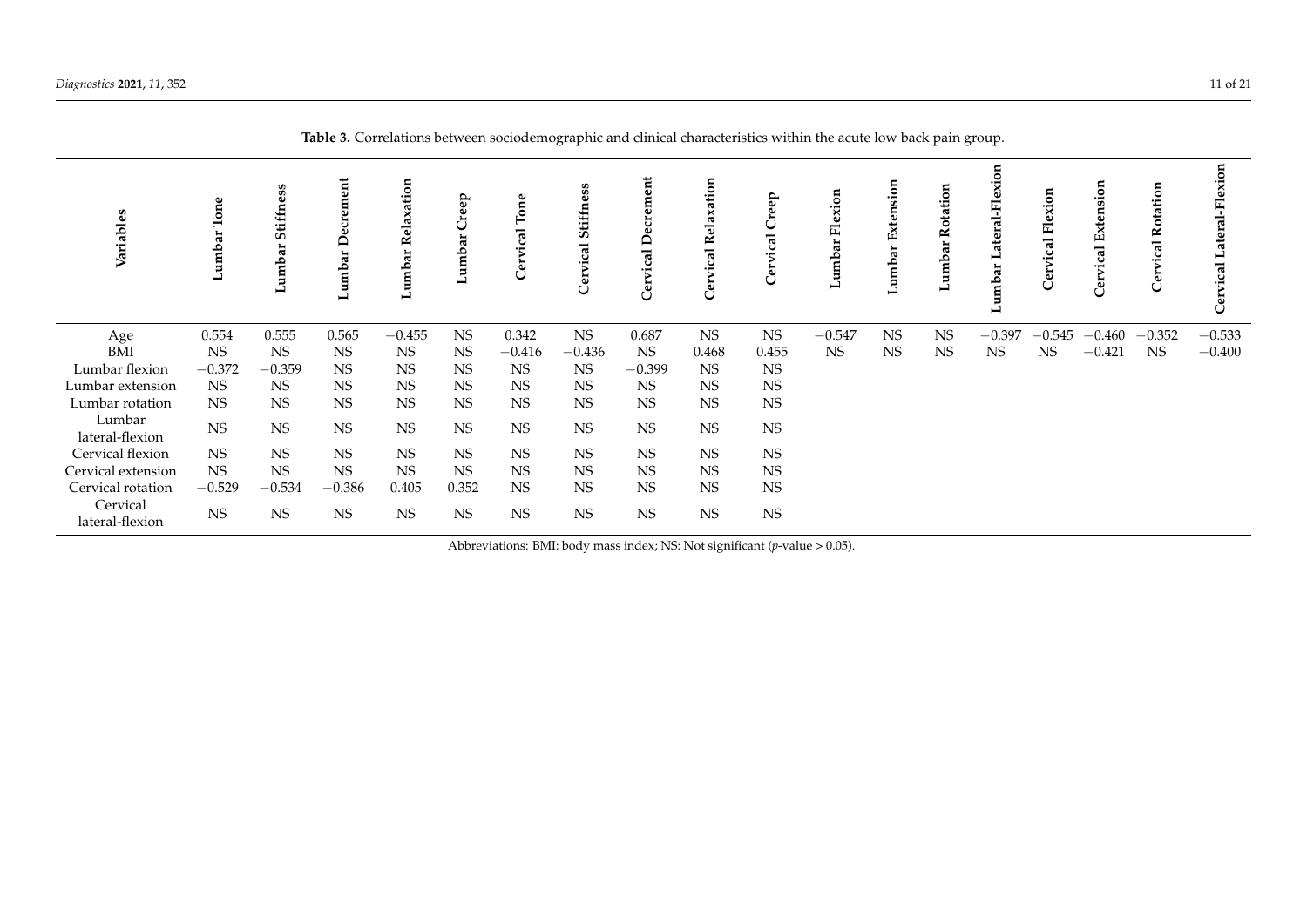**Table 3.** Correlations between sociodemographic and clinical characteristics within the acute low back pain group.

| Variables | Lumbar Tone | Lumbar Stiffness | Lumbar Decrement | Lumbar Relaxation | Lumbar Creep | Cervical Tone | Cervical Stiffness | Cervical Decrement | Cervical Relaxation | Cervical Creep | Lumbar Flexion | Lumbar Extension | Lumbar Rotation | Lumbar Lateral-Flexion | Cervical Flexion | Cervical Extension | Cervical Rotation | Cervical Lateral-Flexion |
|---|---|---|---|---|---|---|---|---|---|---|---|---|---|---|---|---|---|---|
| Age | 0.554 | 0.555 | 0.565 | −0.455 | NS | 0.342 | NS | 0.687 | NS | NS | −0.547 | NS | NS | −0.397 | −0.545 | −0.460 | −0.352 | −0.533 |
| BMI | NS | NS | NS | NS | NS | −0.416 | −0.436 | NS | 0.468 | 0.455 | NS | NS | NS | NS | NS | −0.421 | NS | −0.400 |
| Lumbar flexion | −0.372 | −0.359 | NS | NS | NS | NS | NS | −0.399 | NS | NS | | | | | | | | |
| Lumbar extension | NS | NS | NS | NS | NS | NS | NS | NS | NS | NS | | | | | | | | |
| Lumbar rotation | NS | NS | NS | NS | NS | NS | NS | NS | NS | NS | | | | | | | | |
| Lumbar lateral-flexion | NS | NS | NS | NS | NS | NS | NS | NS | NS | NS | | | | | | | | |
| Cervical flexion | NS | NS | NS | NS | NS | NS | NS | NS | NS | NS | | | | | | | | |
| Cervical extension | NS | NS | NS | NS | NS | NS | NS | NS | NS | NS | | | | | | | | |
| Cervical rotation | −0.529 | −0.534 | −0.386 | 0.405 | 0.352 | NS | NS | NS | NS | NS | | | | | | | | |
| Cervical lateral-flexion | NS | NS | NS | NS | NS | NS | NS | NS | NS | NS | | | | | | | | |

Abbreviations: BMI: body mass index; NS: Not significant ($p$-value > 0.05).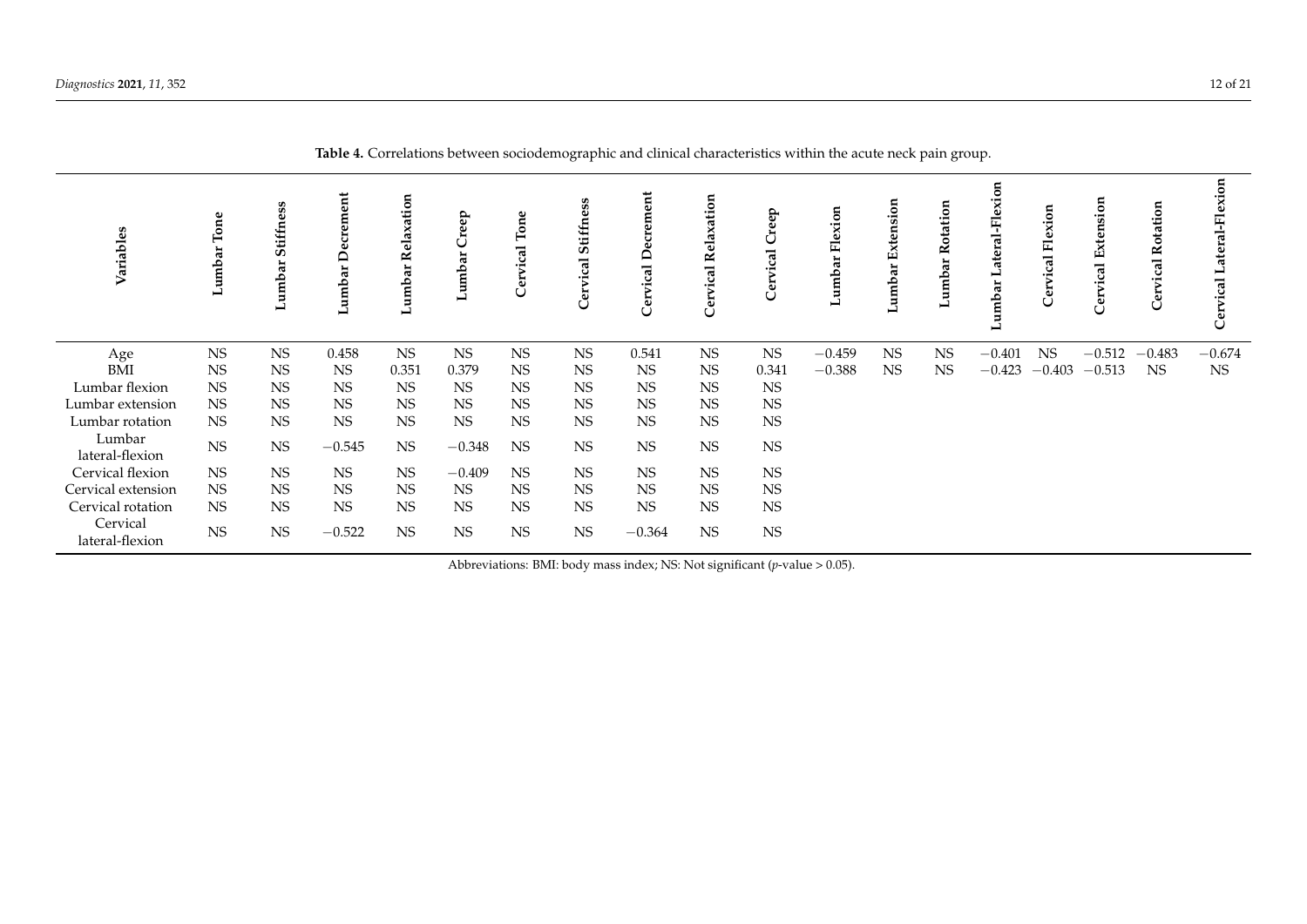**Table 4.** Correlations between sociodemographic and clinical characteristics within the acute neck pain group.

| Variables | Lumbar Tone | Lumbar Stiffness | Lumbar Decrement | Lumbar Relaxation | Lumbar Creep | Cervical Tone | Cervical Stiffness | Cervical Decrement | Cervical Relaxation | Cervical Creep | Lumbar Flexion | Lumbar Extension | Lumbar Rotation | Lumbar Lateral-Flexion | Cervical Flexion | Cervical Extension | Cervical Rotation | Cervical Lateral-Flexion |
|---|---|---|---|---|---|---|---|---|---|---|---|---|---|---|---|---|---|---|
| Age | NS | NS | 0.458 | NS | NS | NS | NS | 0.541 | NS | NS | −0.459 | NS | NS | −0.401 | NS | −0.512 | −0.483 | −0.674 |
| BMI | NS | NS | NS | 0.351 | 0.379 | NS | NS | NS | NS | 0.341 | −0.388 | NS | NS | −0.423 | −0.403 | −0.513 | NS | NS |
| Lumbar flexion | NS | NS | NS | NS | NS | NS | NS | NS | NS | NS | | | | | | | | |
| Lumbar extension | NS | NS | NS | NS | NS | NS | NS | NS | NS | NS | | | | | | | | |
| Lumbar rotation | NS | NS | NS | NS | NS | NS | NS | NS | NS | NS | | | | | | | | |
| Lumbar lateral-flexion | NS | NS | −0.545 | NS | −0.348 | NS | NS | NS | NS | NS | | | | | | | | |
| Cervical flexion | NS | NS | NS | NS | −0.409 | NS | NS | NS | NS | NS | | | | | | | | |
| Cervical extension | NS | NS | NS | NS | NS | NS | NS | NS | NS | NS | | | | | | | | |
| Cervical rotation | NS | NS | NS | NS | NS | NS | NS | NS | NS | NS | | | | | | | | |
| Cervical lateral-flexion | NS | NS | −0.522 | NS | NS | NS | NS | −0.364 | NS | NS | | | | | | | | |

Abbreviations: BMI: body mass index; NS: Not significant ($p$-value > 0.05).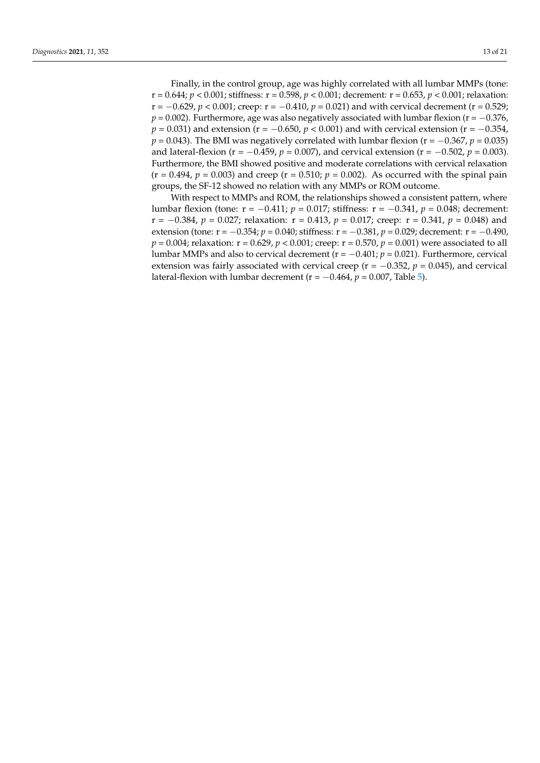Finally, in the control group, age was highly correlated with all lumbar MMPs (tone: r = 0.644; $p < 0.001$; stiffness: r = 0.598, $p < 0.001$; decrement: r = 0.653, $p < 0.001$; relaxation: r = −0.629, $p < 0.001$; creep: r = −0.410, $p = 0.021$) and with cervical decrement (r = 0.529; $p = 0.002$). Furthermore, age was also negatively associated with lumbar flexion (r = −0.376, $p = 0.031$) and extension (r = −0.650, $p < 0.001$) and with cervical extension (r = −0.354, $p = 0.043$). The BMI was negatively correlated with lumbar flexion (r = −0.367, $p = 0.035$) and lateral-flexion (r = −0.459, $p = 0.007$), and cervical extension (r = −0.502, $p = 0.003$). Furthermore, the BMI showed positive and moderate correlations with cervical relaxation (r = 0.494, $p = 0.003$) and creep (r = 0.510; $p = 0.002$). As occurred with the spinal pain groups, the SF-12 showed no relation with any MMPs or ROM outcome.

With respect to MMPs and ROM, the relationships showed a consistent pattern, where lumbar flexion (tone: r = −0.411; $p = 0.017$; stiffness: r = −0.341, $p = 0.048$; decrement: r = −0.384, $p = 0.027$; relaxation: r = 0.413, $p = 0.017$; creep: r = 0.341, $p = 0.048$) and extension (tone: r = −0.354; $p = 0.040$; stiffness: r = −0.381, $p = 0.029$; decrement: r = −0.490, $p = 0.004$; relaxation: r = 0.629, $p < 0.001$; creep: r = 0.570, $p = 0.001$) were associated to all lumbar MMPs and also to cervical decrement (r = −0.401; $p = 0.021$). Furthermore, cervical extension was fairly associated with cervical creep (r = −0.352, $p = 0.045$), and cervical lateral-flexion with lumbar decrement (r = −0.464, $p = 0.007$, Table 5).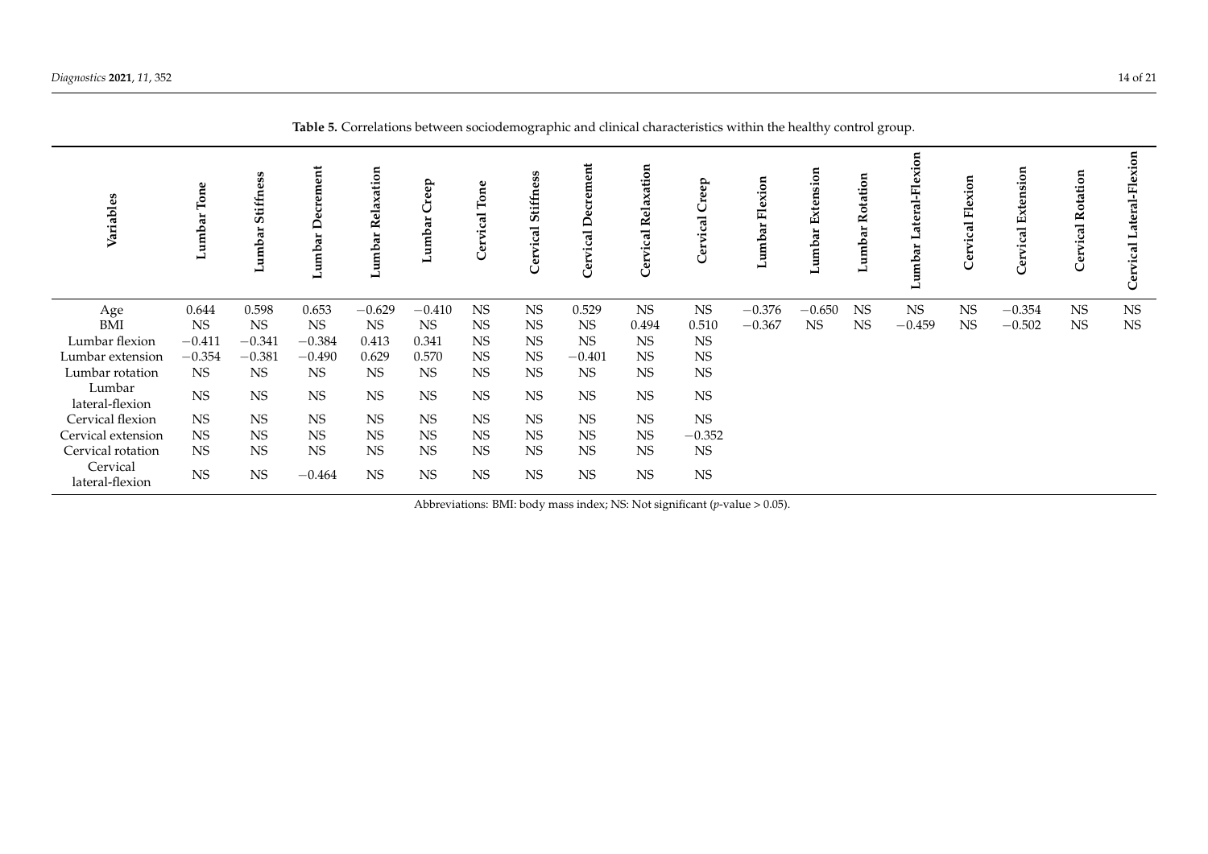**Table 5.** Correlations between sociodemographic and clinical characteristics within the healthy control group.

| Variables | Lumbar Tone | Lumbar Stiffness | Lumbar Decrement | Lumbar Relaxation | Lumbar Creep | Cervical Tone | Cervical Stiffness | Cervical Decrement | Cervical Relaxation | Cervical Creep | Lumbar Flexion | Lumbar Extension | Lumbar Rotation | Lumbar Lateral-Flexion | Cervical Flexion | Cervical Extension | Cervical Rotation | Cervical Lateral-Flexion |
|---|---|---|---|---|---|---|---|---|---|---|---|---|---|---|---|---|---|---|
| Age | 0.644 | 0.598 | 0.653 | −0.629 | −0.410 | NS | NS | 0.529 | NS | NS | −0.376 | −0.650 | NS | NS | NS | −0.354 | NS | NS |
| BMI | NS | NS | NS | NS | NS | NS | NS | NS | 0.494 | 0.510 | −0.367 | NS | NS | −0.459 | NS | −0.502 | NS | NS |
| Lumbar flexion | −0.411 | −0.341 | −0.384 | 0.413 | 0.341 | NS | NS | NS | NS | NS | | | | | | | | |
| Lumbar extension | −0.354 | −0.381 | −0.490 | 0.629 | 0.570 | NS | NS | −0.401 | NS | NS | | | | | | | | |
| Lumbar rotation | NS | NS | NS | NS | NS | NS | NS | NS | NS | NS | | | | | | | | |
| Lumbar lateral-flexion | NS | NS | NS | NS | NS | NS | NS | NS | NS | NS | | | | | | | | |
| Cervical flexion | NS | NS | NS | NS | NS | NS | NS | NS | NS | NS | | | | | | | | |
| Cervical extension | NS | NS | NS | NS | NS | NS | NS | NS | NS | −0.352 | | | | | | | | |
| Cervical rotation | NS | NS | NS | NS | NS | NS | NS | NS | NS | NS | | | | | | | | |
| Cervical lateral-flexion | NS | NS | −0.464 | NS | NS | NS | NS | NS | NS | NS | | | | | | | | |

Abbreviations: BMI: body mass index; NS: Not significant ($p$-value > 0.05).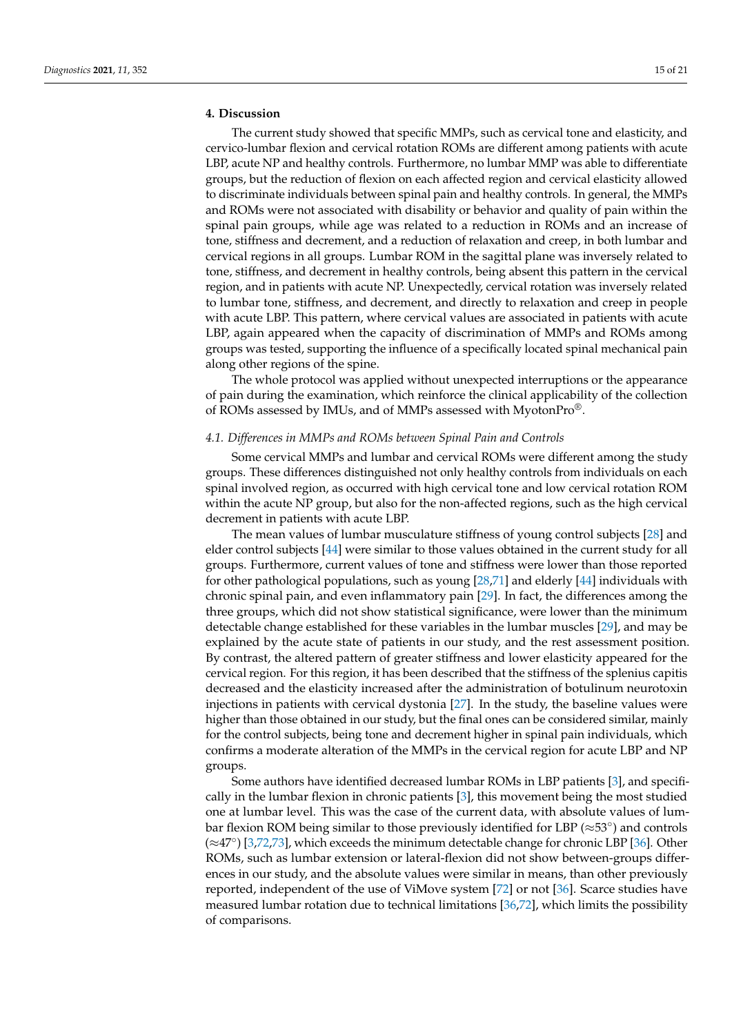## 4. Discussion

The current study showed that specific MMPs, such as cervical tone and elasticity, and cervico-lumbar flexion and cervical rotation ROMs are different among patients with acute LBP, acute NP and healthy controls. Furthermore, no lumbar MMP was able to differentiate groups, but the reduction of flexion on each affected region and cervical elasticity allowed to discriminate individuals between spinal pain and healthy controls. In general, the MMPs and ROMs were not associated with disability or behavior and quality of pain within the spinal pain groups, while age was related to a reduction in ROMs and an increase of tone, stiffness and decrement, and a reduction of relaxation and creep, in both lumbar and cervical regions in all groups. Lumbar ROM in the sagittal plane was inversely related to tone, stiffness, and decrement in healthy controls, being absent this pattern in the cervical region, and in patients with acute NP. Unexpectedly, cervical rotation was inversely related to lumbar tone, stiffness, and decrement, and directly to relaxation and creep in people with acute LBP. This pattern, where cervical values are associated in patients with acute LBP, again appeared when the capacity of discrimination of MMPs and ROMs among groups was tested, supporting the influence of a specifically located spinal mechanical pain along other regions of the spine.

The whole protocol was applied without unexpected interruptions or the appearance of pain during the examination, which reinforce the clinical applicability of the collection of ROMs assessed by IMUs, and of MMPs assessed with MyotonPro®.

### *4.1. Differences in MMPs and ROMs between Spinal Pain and Controls*

Some cervical MMPs and lumbar and cervical ROMs were different among the study groups. These differences distinguished not only healthy controls from individuals on each spinal involved region, as occurred with high cervical tone and low cervical rotation ROM within the acute NP group, but also for the non-affected regions, such as the high cervical decrement in patients with acute LBP.

The mean values of lumbar musculature stiffness of young control subjects [28] and elder control subjects [44] were similar to those values obtained in the current study for all groups. Furthermore, current values of tone and stiffness were lower than those reported for other pathological populations, such as young [28,71] and elderly [44] individuals with chronic spinal pain, and even inflammatory pain [29]. In fact, the differences among the three groups, which did not show statistical significance, were lower than the minimum detectable change established for these variables in the lumbar muscles [29], and may be explained by the acute state of patients in our study, and the rest assessment position. By contrast, the altered pattern of greater stiffness and lower elasticity appeared for the cervical region. For this region, it has been described that the stiffness of the splenius capitis decreased and the elasticity increased after the administration of botulinum neurotoxin injections in patients with cervical dystonia [27]. In the study, the baseline values were higher than those obtained in our study, but the final ones can be considered similar, mainly for the control subjects, being tone and decrement higher in spinal pain individuals, which confirms a moderate alteration of the MMPs in the cervical region for acute LBP and NP groups.

Some authors have identified decreased lumbar ROMs in LBP patients [3], and specifically in the lumbar flexion in chronic patients [3], this movement being the most studied one at lumbar level. This was the case of the current data, with absolute values of lumbar flexion ROM being similar to those previously identified for LBP (≈53°) and controls (≈47°) [3,72,73], which exceeds the minimum detectable change for chronic LBP [36]. Other ROMs, such as lumbar extension or lateral-flexion did not show between-groups differences in our study, and the absolute values were similar in means, than other previously reported, independent of the use of ViMove system [72] or not [36]. Scarce studies have measured lumbar rotation due to technical limitations [36,72], which limits the possibility of comparisons.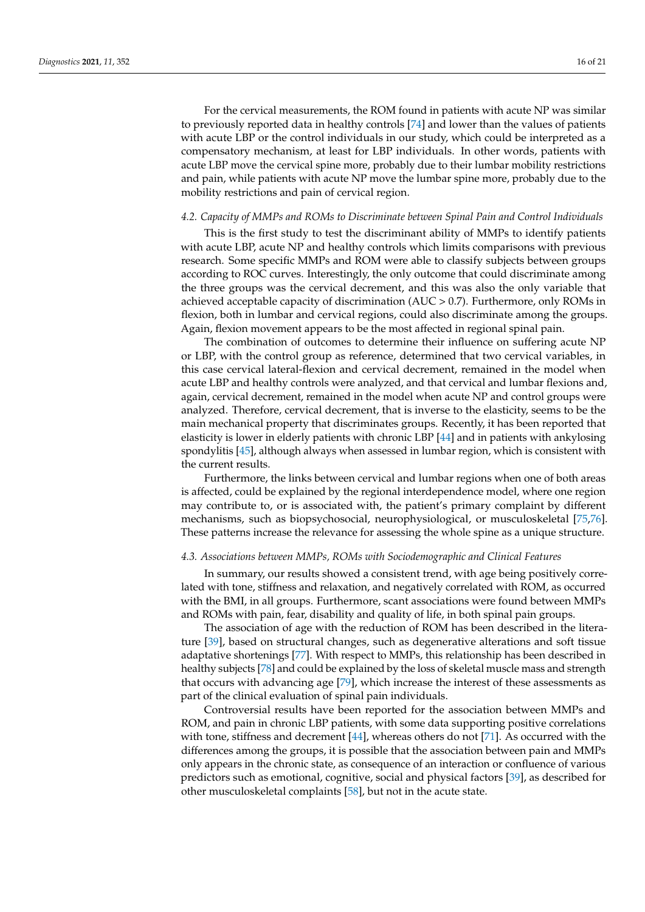For the cervical measurements, the ROM found in patients with acute NP was similar to previously reported data in healthy controls [74] and lower than the values of patients with acute LBP or the control individuals in our study, which could be interpreted as a compensatory mechanism, at least for LBP individuals. In other words, patients with acute LBP move the cervical spine more, probably due to their lumbar mobility restrictions and pain, while patients with acute NP move the lumbar spine more, probably due to the mobility restrictions and pain of cervical region.

### *4.2. Capacity of MMPs and ROMs to Discriminate between Spinal Pain and Control Individuals*

This is the first study to test the discriminant ability of MMPs to identify patients with acute LBP, acute NP and healthy controls which limits comparisons with previous research. Some specific MMPs and ROM were able to classify subjects between groups according to ROC curves. Interestingly, the only outcome that could discriminate among the three groups was the cervical decrement, and this was also the only variable that achieved acceptable capacity of discrimination (AUC > 0.7). Furthermore, only ROMs in flexion, both in lumbar and cervical regions, could also discriminate among the groups. Again, flexion movement appears to be the most affected in regional spinal pain.

The combination of outcomes to determine their influence on suffering acute NP or LBP, with the control group as reference, determined that two cervical variables, in this case cervical lateral-flexion and cervical decrement, remained in the model when acute LBP and healthy controls were analyzed, and that cervical and lumbar flexions and, again, cervical decrement, remained in the model when acute NP and control groups were analyzed. Therefore, cervical decrement, that is inverse to the elasticity, seems to be the main mechanical property that discriminates groups. Recently, it has been reported that elasticity is lower in elderly patients with chronic LBP [44] and in patients with ankylosing spondylitis [45], although always when assessed in lumbar region, which is consistent with the current results.

Furthermore, the links between cervical and lumbar regions when one of both areas is affected, could be explained by the regional interdependence model, where one region may contribute to, or is associated with, the patient's primary complaint by different mechanisms, such as biopsychosocial, neurophysiological, or musculoskeletal [75,76]. These patterns increase the relevance for assessing the whole spine as a unique structure.

### *4.3. Associations between MMPs, ROMs with Sociodemographic and Clinical Features*

In summary, our results showed a consistent trend, with age being positively correlated with tone, stiffness and relaxation, and negatively correlated with ROM, as occurred with the BMI, in all groups. Furthermore, scant associations were found between MMPs and ROMs with pain, fear, disability and quality of life, in both spinal pain groups.

The association of age with the reduction of ROM has been described in the literature [39], based on structural changes, such as degenerative alterations and soft tissue adaptative shortenings [77]. With respect to MMPs, this relationship has been described in healthy subjects [78] and could be explained by the loss of skeletal muscle mass and strength that occurs with advancing age [79], which increase the interest of these assessments as part of the clinical evaluation of spinal pain individuals.

Controversial results have been reported for the association between MMPs and ROM, and pain in chronic LBP patients, with some data supporting positive correlations with tone, stiffness and decrement [44], whereas others do not [71]. As occurred with the differences among the groups, it is possible that the association between pain and MMPs only appears in the chronic state, as consequence of an interaction or confluence of various predictors such as emotional, cognitive, social and physical factors [39], as described for other musculoskeletal complaints [58], but not in the acute state.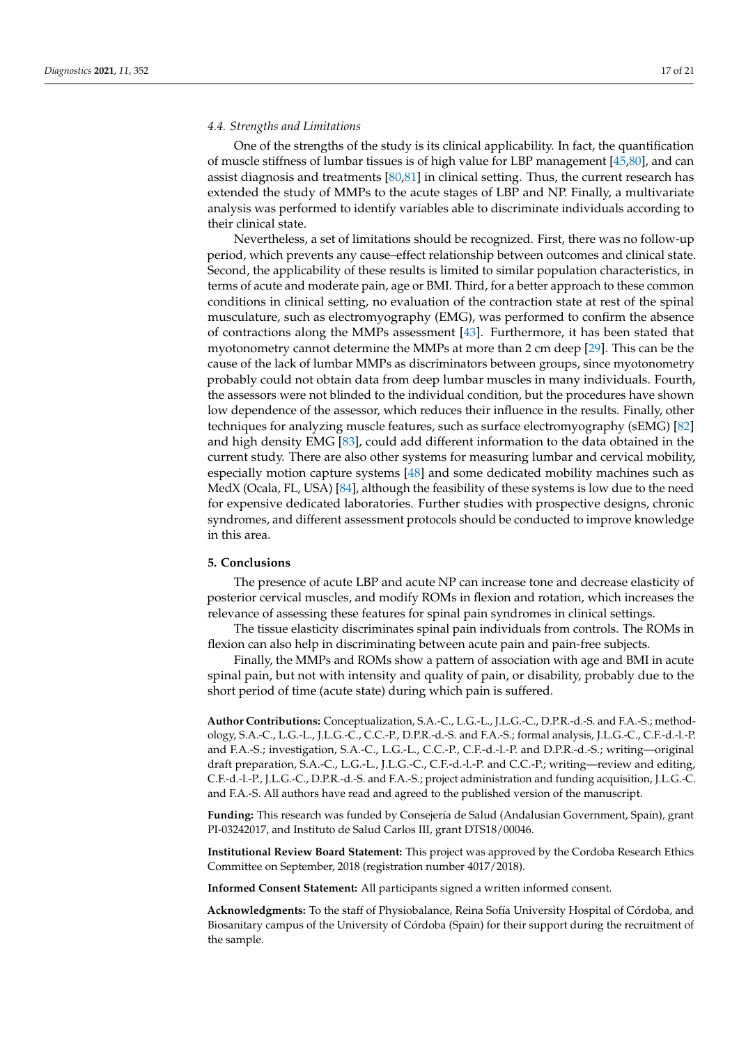### 4.4. Strengths and Limitations

One of the strengths of the study is its clinical applicability. In fact, the quantification of muscle stiffness of lumbar tissues is of high value for LBP management [45,80], and can assist diagnosis and treatments [80,81] in clinical setting. Thus, the current research has extended the study of MMPs to the acute stages of LBP and NP. Finally, a multivariate analysis was performed to identify variables able to discriminate individuals according to their clinical state.

Nevertheless, a set of limitations should be recognized. First, there was no follow-up period, which prevents any cause–effect relationship between outcomes and clinical state. Second, the applicability of these results is limited to similar population characteristics, in terms of acute and moderate pain, age or BMI. Third, for a better approach to these common conditions in clinical setting, no evaluation of the contraction state at rest of the spinal musculature, such as electromyography (EMG), was performed to confirm the absence of contractions along the MMPs assessment [43]. Furthermore, it has been stated that myotonometry cannot determine the MMPs at more than 2 cm deep [29]. This can be the cause of the lack of lumbar MMPs as discriminators between groups, since myotonometry probably could not obtain data from deep lumbar muscles in many individuals. Fourth, the assessors were not blinded to the individual condition, but the procedures have shown low dependence of the assessor, which reduces their influence in the results. Finally, other techniques for analyzing muscle features, such as surface electromyography (sEMG) [82] and high density EMG [83], could add different information to the data obtained in the current study. There are also other systems for measuring lumbar and cervical mobility, especially motion capture systems [48] and some dedicated mobility machines such as MedX (Ocala, FL, USA) [84], although the feasibility of these systems is low due to the need for expensive dedicated laboratories. Further studies with prospective designs, chronic syndromes, and different assessment protocols should be conducted to improve knowledge in this area.

## 5. Conclusions

The presence of acute LBP and acute NP can increase tone and decrease elasticity of posterior cervical muscles, and modify ROMs in flexion and rotation, which increases the relevance of assessing these features for spinal pain syndromes in clinical settings.

The tissue elasticity discriminates spinal pain individuals from controls. The ROMs in flexion can also help in discriminating between acute pain and pain-free subjects.

Finally, the MMPs and ROMs show a pattern of association with age and BMI in acute spinal pain, but not with intensity and quality of pain, or disability, probably due to the short period of time (acute state) during which pain is suffered.

**Author Contributions:** Conceptualization, S.A.-C., L.G.-L., J.L.G.-C., D.P.R.-d.-S. and F.A.-S.; methodology, S.A.-C., L.G.-L., J.L.G.-C., C.C.-P., D.P.R.-d.-S. and F.A.-S.; formal analysis, J.L.G.-C., C.F.-d.-l.-P. and F.A.-S.; investigation, S.A.-C., L.G.-L., C.C.-P., C.F.-d.-l.-P. and D.P.R.-d.-S.; writing—original draft preparation, S.A.-C., L.G.-L., J.L.G.-C., C.F.-d.-l.-P. and C.C.-P.; writing—review and editing, C.F.-d.-l.-P., J.L.G.-C., D.P.R.-d.-S. and F.A.-S.; project administration and funding acquisition, J.L.G.-C. and F.A.-S. All authors have read and agreed to the published version of the manuscript.

**Funding:** This research was funded by Consejería de Salud (Andalusian Government, Spain), grant PI-03242017, and Instituto de Salud Carlos III, grant DTS18/00046.

**Institutional Review Board Statement:** This project was approved by the Cordoba Research Ethics Committee on September, 2018 (registration number 4017/2018).

**Informed Consent Statement:** All participants signed a written informed consent.

**Acknowledgments:** To the staff of Physiobalance, Reina Sofía University Hospital of Córdoba, and Biosanitary campus of the University of Córdoba (Spain) for their support during the recruitment of the sample.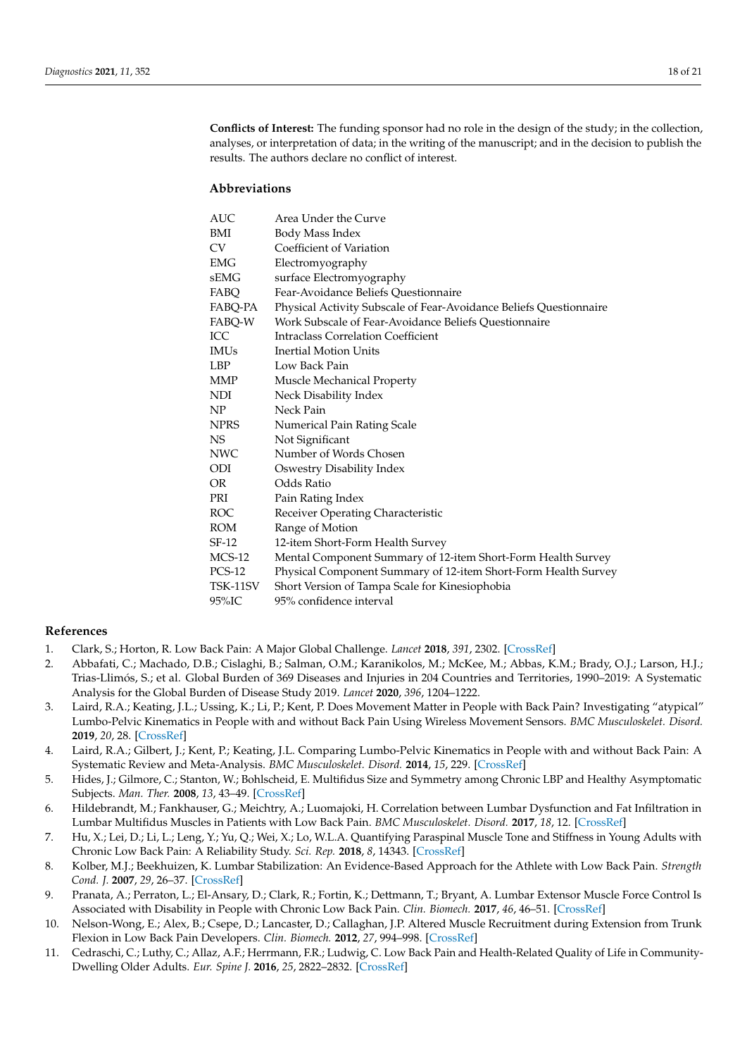**Conflicts of Interest:** The funding sponsor had no role in the design of the study; in the collection, analyses, or interpretation of data; in the writing of the manuscript; and in the decision to publish the results. The authors declare no conflict of interest.

## Abbreviations

| | |
|---|---|
| AUC | Area Under the Curve |
| BMI | Body Mass Index |
| CV | Coefficient of Variation |
| EMG | Electromyography |
| sEMG | surface Electromyography |
| FABQ | Fear-Avoidance Beliefs Questionnaire |
| FABQ-PA | Physical Activity Subscale of Fear-Avoidance Beliefs Questionnaire |
| FABQ-W | Work Subscale of Fear-Avoidance Beliefs Questionnaire |
| ICC | Intraclass Correlation Coefficient |
| IMUs | Inertial Motion Units |
| LBP | Low Back Pain |
| MMP | Muscle Mechanical Property |
| NDI | Neck Disability Index |
| NP | Neck Pain |
| NPRS | Numerical Pain Rating Scale |
| NS | Not Significant |
| NWC | Number of Words Chosen |
| ODI | Oswestry Disability Index |
| OR | Odds Ratio |
| PRI | Pain Rating Index |
| ROC | Receiver Operating Characteristic |
| ROM | Range of Motion |
| SF-12 | 12-item Short-Form Health Survey |
| MCS-12 | Mental Component Summary of 12-item Short-Form Health Survey |
| PCS-12 | Physical Component Summary of 12-item Short-Form Health Survey |
| TSK-11SV | Short Version of Tampa Scale for Kinesiophobia |
| 95%IC | 95% confidence interval |

## References

1. Clark, S.; Horton, R. Low Back Pain: A Major Global Challenge. *Lancet* **2018**, *391*, 2302. [CrossRef]
2. Abbafati, C.; Machado, D.B.; Cislaghi, B.; Salman, O.M.; Karanikolos, M.; McKee, M.; Abbas, K.M.; Brady, O.J.; Larson, H.J.; Trias-Llimós, S.; et al. Global Burden of 369 Diseases and Injuries in 204 Countries and Territories, 1990–2019: A Systematic Analysis for the Global Burden of Disease Study 2019. *Lancet* **2020**, *396*, 1204–1222.
3. Laird, R.A.; Keating, J.L.; Ussing, K.; Li, P.; Kent, P. Does Movement Matter in People with Back Pain? Investigating "atypical" Lumbo-Pelvic Kinematics in People with and without Back Pain Using Wireless Movement Sensors. *BMC Musculoskelet. Disord.* **2019**, *20*, 28. [CrossRef]
4. Laird, R.A.; Gilbert, J.; Kent, P.; Keating, J.L. Comparing Lumbo-Pelvic Kinematics in People with and without Back Pain: A Systematic Review and Meta-Analysis. *BMC Musculoskelet. Disord.* **2014**, *15*, 229. [CrossRef]
5. Hides, J.; Gilmore, C.; Stanton, W.; Bohlscheid, E. Multifidus Size and Symmetry among Chronic LBP and Healthy Asymptomatic Subjects. *Man. Ther.* **2008**, *13*, 43–49. [CrossRef]
6. Hildebrandt, M.; Fankhauser, G.; Meichtry, A.; Luomajoki, H. Correlation between Lumbar Dysfunction and Fat Infiltration in Lumbar Multifidus Muscles in Patients with Low Back Pain. *BMC Musculoskelet. Disord.* **2017**, *18*, 12. [CrossRef]
7. Hu, X.; Lei, D.; Li, L.; Leng, Y.; Yu, Q.; Wei, X.; Lo, W.L.A. Quantifying Paraspinal Muscle Tone and Stiffness in Young Adults with Chronic Low Back Pain: A Reliability Study. *Sci. Rep.* **2018**, *8*, 14343. [CrossRef]
8. Kolber, M.J.; Beekhuizen, K. Lumbar Stabilization: An Evidence-Based Approach for the Athlete with Low Back Pain. *Strength Cond. J.* **2007**, *29*, 26–37. [CrossRef]
9. Pranata, A.; Perraton, L.; El-Ansary, D.; Clark, R.; Fortin, K.; Dettmann, T.; Bryant, A. Lumbar Extensor Muscle Force Control Is Associated with Disability in People with Chronic Low Back Pain. *Clin. Biomech.* **2017**, *46*, 46–51. [CrossRef]
10. Nelson-Wong, E.; Alex, B.; Csepe, D.; Lancaster, D.; Callaghan, J.P. Altered Muscle Recruitment during Extension from Trunk Flexion in Low Back Pain Developers. *Clin. Biomech.* **2012**, *27*, 994–998. [CrossRef]
11. Cedraschi, C.; Luthy, C.; Allaz, A.F.; Herrmann, F.R.; Ludwig, C. Low Back Pain and Health-Related Quality of Life in Community-Dwelling Older Adults. *Eur. Spine J.* **2016**, *25*, 2822–2832. [CrossRef]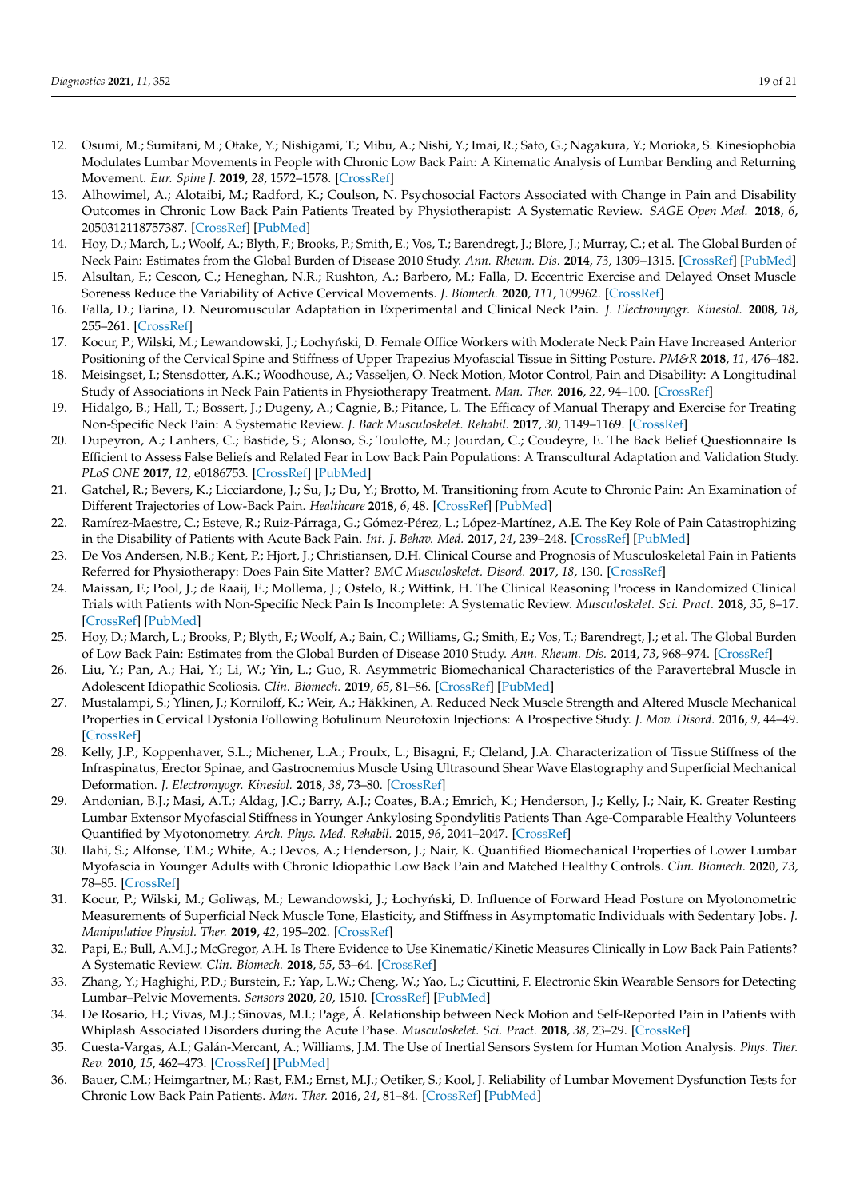12. Osumi, M.; Sumitani, M.; Otake, Y.; Nishigami, T.; Mibu, A.; Nishi, Y.; Imai, R.; Sato, G.; Nagakura, Y.; Morioka, S. Kinesiophobia Modulates Lumbar Movements in People with Chronic Low Back Pain: A Kinematic Analysis of Lumbar Bending and Returning Movement. *Eur. Spine J.* **2019**, *28*, 1572–1578. [CrossRef]
13. Alhowimel, A.; Alotaibi, M.; Radford, K.; Coulson, N. Psychosocial Factors Associated with Change in Pain and Disability Outcomes in Chronic Low Back Pain Patients Treated by Physiotherapist: A Systematic Review. *SAGE Open Med.* **2018**, *6*, 2050312118757387. [CrossRef] [PubMed]
14. Hoy, D.; March, L.; Woolf, A.; Blyth, F.; Brooks, P.; Smith, E.; Vos, T.; Barendregt, J.; Blore, J.; Murray, C.; et al. The Global Burden of Neck Pain: Estimates from the Global Burden of Disease 2010 Study. *Ann. Rheum. Dis.* **2014**, *73*, 1309–1315. [CrossRef] [PubMed]
15. Alsultan, F.; Cescon, C.; Heneghan, N.R.; Rushton, A.; Barbero, M.; Falla, D. Eccentric Exercise and Delayed Onset Muscle Soreness Reduce the Variability of Active Cervical Movements. *J. Biomech.* **2020**, *111*, 109962. [CrossRef]
16. Falla, D.; Farina, D. Neuromuscular Adaptation in Experimental and Clinical Neck Pain. *J. Electromyogr. Kinesiol.* **2008**, *18*, 255–261. [CrossRef]
17. Kocur, P.; Wilski, M.; Lewandowski, J.; Łochyński, D. Female Office Workers with Moderate Neck Pain Have Increased Anterior Positioning of the Cervical Spine and Stiffness of Upper Trapezius Myofascial Tissue in Sitting Posture. *PM&R* **2018**, *11*, 476–482.
18. Meisingset, I.; Stensdotter, A.K.; Woodhouse, A.; Vasseljen, O. Neck Motion, Motor Control, Pain and Disability: A Longitudinal Study of Associations in Neck Pain Patients in Physiotherapy Treatment. *Man. Ther.* **2016**, *22*, 94–100. [CrossRef]
19. Hidalgo, B.; Hall, T.; Bossert, J.; Dugeny, A.; Cagnie, B.; Pitance, L. The Efficacy of Manual Therapy and Exercise for Treating Non-Specific Neck Pain: A Systematic Review. *J. Back Musculoskelet. Rehabil.* **2017**, *30*, 1149–1169. [CrossRef]
20. Dupeyron, A.; Lanhers, C.; Bastide, S.; Alonso, S.; Toulotte, M.; Jourdan, C.; Coudeyre, E. The Back Belief Questionnaire Is Efficient to Assess False Beliefs and Related Fear in Low Back Pain Populations: A Transcultural Adaptation and Validation Study. *PLoS ONE* **2017**, *12*, e0186753. [CrossRef] [PubMed]
21. Gatchel, R.; Bevers, K.; Licciardone, J.; Su, J.; Du, Y.; Brotto, M. Transitioning from Acute to Chronic Pain: An Examination of Different Trajectories of Low-Back Pain. *Healthcare* **2018**, *6*, 48. [CrossRef] [PubMed]
22. Ramírez-Maestre, C.; Esteve, R.; Ruiz-Párraga, G.; Gómez-Pérez, L.; López-Martínez, A.E. The Key Role of Pain Catastrophizing in the Disability of Patients with Acute Back Pain. *Int. J. Behav. Med.* **2017**, *24*, 239–248. [CrossRef] [PubMed]
23. De Vos Andersen, N.B.; Kent, P.; Hjort, J.; Christiansen, D.H. Clinical Course and Prognosis of Musculoskeletal Pain in Patients Referred for Physiotherapy: Does Pain Site Matter? *BMC Musculoskelet. Disord.* **2017**, *18*, 130. [CrossRef]
24. Maissan, F.; Pool, J.; de Raaij, E.; Mollema, J.; Ostelo, R.; Wittink, H. The Clinical Reasoning Process in Randomized Clinical Trials with Patients with Non-Specific Neck Pain Is Incomplete: A Systematic Review. *Musculoskelet. Sci. Pract.* **2018**, *35*, 8–17. [CrossRef] [PubMed]
25. Hoy, D.; March, L.; Brooks, P.; Blyth, F.; Woolf, A.; Bain, C.; Williams, G.; Smith, E.; Vos, T.; Barendregt, J.; et al. The Global Burden of Low Back Pain: Estimates from the Global Burden of Disease 2010 Study. *Ann. Rheum. Dis.* **2014**, *73*, 968–974. [CrossRef]
26. Liu, Y.; Pan, A.; Hai, Y.; Li, W.; Yin, L.; Guo, R. Asymmetric Biomechanical Characteristics of the Paravertebral Muscle in Adolescent Idiopathic Scoliosis. *Clin. Biomech.* **2019**, *65*, 81–86. [CrossRef] [PubMed]
27. Mustalampi, S.; Ylinen, J.; Korniloff, K.; Weir, A.; Häkkinen, A. Reduced Neck Muscle Strength and Altered Muscle Mechanical Properties in Cervical Dystonia Following Botulinum Neurotoxin Injections: A Prospective Study. *J. Mov. Disord.* **2016**, *9*, 44–49. [CrossRef]
28. Kelly, J.P.; Koppenhaver, S.L.; Michener, L.A.; Proulx, L.; Bisagni, F.; Cleland, J.A. Characterization of Tissue Stiffness of the Infraspinatus, Erector Spinae, and Gastrocnemius Muscle Using Ultrasound Shear Wave Elastography and Superficial Mechanical Deformation. *J. Electromyogr. Kinesiol.* **2018**, *38*, 73–80. [CrossRef]
29. Andonian, B.J.; Masi, A.T.; Aldag, J.C.; Barry, A.J.; Coates, B.A.; Emrich, K.; Henderson, J.; Kelly, J.; Nair, K. Greater Resting Lumbar Extensor Myofascial Stiffness in Younger Ankylosing Spondylitis Patients Than Age-Comparable Healthy Volunteers Quantified by Myotonometry. *Arch. Phys. Med. Rehabil.* **2015**, *96*, 2041–2047. [CrossRef]
30. Ilahi, S.; Alfonse, T.M.; White, A.; Devos, A.; Henderson, J.; Nair, K. Quantified Biomechanical Properties of Lower Lumbar Myofascia in Younger Adults with Chronic Idiopathic Low Back Pain and Matched Healthy Controls. *Clin. Biomech.* **2020**, *73*, 78–85. [CrossRef]
31. Kocur, P.; Wilski, M.; Goliwąs, M.; Lewandowski, J.; Łochyński, D. Influence of Forward Head Posture on Myotonometric Measurements of Superficial Neck Muscle Tone, Elasticity, and Stiffness in Asymptomatic Individuals with Sedentary Jobs. *J. Manipulative Physiol. Ther.* **2019**, *42*, 195–202. [CrossRef]
32. Papi, E.; Bull, A.M.J.; McGregor, A.H. Is There Evidence to Use Kinematic/Kinetic Measures Clinically in Low Back Pain Patients? A Systematic Review. *Clin. Biomech.* **2018**, *55*, 53–64. [CrossRef]
33. Zhang, Y.; Haghighi, P.D.; Burstein, F.; Yap, L.W.; Cheng, W.; Yao, L.; Cicuttini, F. Electronic Skin Wearable Sensors for Detecting Lumbar–Pelvic Movements. *Sensors* **2020**, *20*, 1510. [CrossRef] [PubMed]
34. De Rosario, H.; Vivas, M.J.; Sinovas, M.I.; Page, Á. Relationship between Neck Motion and Self-Reported Pain in Patients with Whiplash Associated Disorders during the Acute Phase. *Musculoskelet. Sci. Pract.* **2018**, *38*, 23–29. [CrossRef]
35. Cuesta-Vargas, A.I.; Galán-Mercant, A.; Williams, J.M. The Use of Inertial Sensors System for Human Motion Analysis. *Phys. Ther. Rev.* **2010**, *15*, 462–473. [CrossRef] [PubMed]
36. Bauer, C.M.; Heimgartner, M.; Rast, F.M.; Ernst, M.J.; Oetiker, S.; Kool, J. Reliability of Lumbar Movement Dysfunction Tests for Chronic Low Back Pain Patients. *Man. Ther.* **2016**, *24*, 81–84. [CrossRef] [PubMed]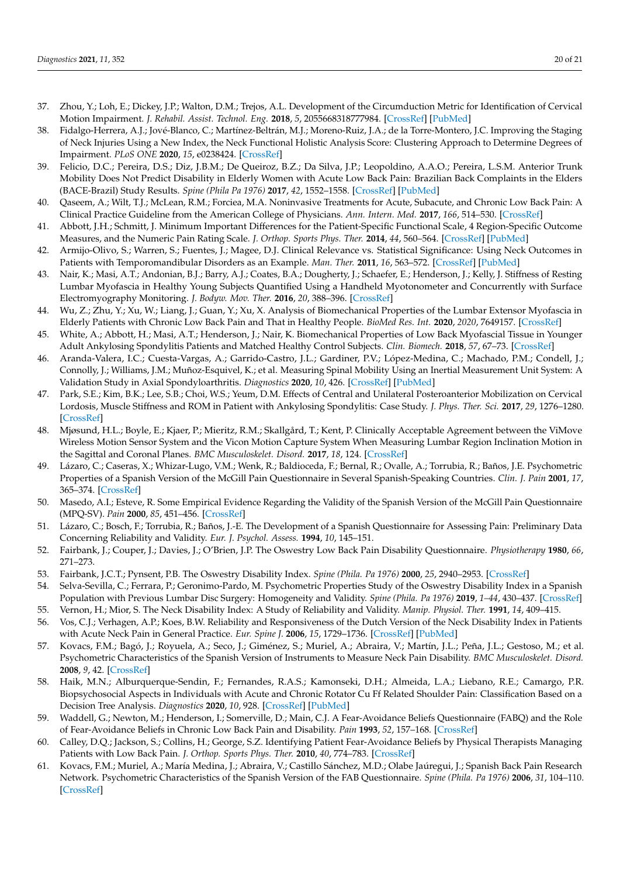37. Zhou, Y.; Loh, E.; Dickey, J.P.; Walton, D.M.; Trejos, A.L. Development of the Circumduction Metric for Identification of Cervical Motion Impairment. *J. Rehabil. Assist. Technol. Eng.* **2018**, *5*, 2055668318777984. [CrossRef] [PubMed]
38. Fidalgo-Herrera, A.J.; Jové-Blanco, C.; Martínez-Beltrán, M.J.; Moreno-Ruiz, J.A.; de la Torre-Montero, J.C. Improving the Staging of Neck Injuries Using a New Index, the Neck Functional Holistic Analysis Score: Clustering Approach to Determine Degrees of Impairment. *PLoS ONE* **2020**, *15*, e0238424. [CrossRef]
39. Felicio, D.C.; Pereira, D.S.; Diz, J.B.M.; De Queiroz, B.Z.; Da Silva, J.P.; Leopoldino, A.A.O.; Pereira, L.S.M. Anterior Trunk Mobility Does Not Predict Disability in Elderly Women with Acute Low Back Pain: Brazilian Back Complaints in the Elders (BACE-Brazil) Study Results. *Spine (Phila Pa 1976)* **2017**, *42*, 1552–1558. [CrossRef] [PubMed]
40. Qaseem, A.; Wilt, T.J.; McLean, R.M.; Forciea, M.A. Noninvasive Treatments for Acute, Subacute, and Chronic Low Back Pain: A Clinical Practice Guideline from the American College of Physicians. *Ann. Intern. Med.* **2017**, *166*, 514–530. [CrossRef]
41. Abbott, J.H.; Schmitt, J. Minimum Important Differences for the Patient-Specific Functional Scale, 4 Region-Specific Outcome Measures, and the Numeric Pain Rating Scale. *J. Orthop. Sports Phys. Ther.* **2014**, *44*, 560–564. [CrossRef] [PubMed]
42. Armijo-Olivo, S.; Warren, S.; Fuentes, J.; Magee, D.J. Clinical Relevance vs. Statistical Significance: Using Neck Outcomes in Patients with Temporomandibular Disorders as an Example. *Man. Ther.* **2011**, *16*, 563–572. [CrossRef] [PubMed]
43. Nair, K.; Masi, A.T.; Andonian, B.J.; Barry, A.J.; Coates, B.A.; Dougherty, J.; Schaefer, E.; Henderson, J.; Kelly, J. Stiffness of Resting Lumbar Myofascia in Healthy Young Subjects Quantified Using a Handheld Myotonometer and Concurrently with Surface Electromyography Monitoring. *J. Bodyw. Mov. Ther.* **2016**, *20*, 388–396. [CrossRef]
44. Wu, Z.; Zhu, Y.; Xu, W.; Liang, J.; Guan, Y.; Xu, X. Analysis of Biomechanical Properties of the Lumbar Extensor Myofascia in Elderly Patients with Chronic Low Back Pain and That in Healthy People. *BioMed Res. Int.* **2020**, *2020*, 7649157. [CrossRef]
45. White, A.; Abbott, H.; Masi, A.T.; Henderson, J.; Nair, K. Biomechanical Properties of Low Back Myofascial Tissue in Younger Adult Ankylosing Spondylitis Patients and Matched Healthy Control Subjects. *Clin. Biomech.* **2018**, *57*, 67–73. [CrossRef]
46. Aranda-Valera, I.C.; Cuesta-Vargas, A.; Garrido-Castro, J.L.; Gardiner, P.V.; López-Medina, C.; Machado, P.M.; Condell, J.; Connolly, J.; Williams, J.M.; Muñoz-Esquivel, K.; et al. Measuring Spinal Mobility Using an Inertial Measurement Unit System: A Validation Study in Axial Spondyloarthritis. *Diagnostics* **2020**, *10*, 426. [CrossRef] [PubMed]
47. Park, S.E.; Kim, B.K.; Lee, S.B.; Choi, W.S.; Yeum, D.M. Effects of Central and Unilateral Posteroanterior Mobilization on Cervical Lordosis, Muscle Stiffness and ROM in Patient with Ankylosing Spondylitis: Case Study. *J. Phys. Ther. Sci.* **2017**, *29*, 1276–1280. [CrossRef]
48. Mjøsund, H.L.; Boyle, E.; Kjaer, P.; Mieritz, R.M.; Skallgård, T.; Kent, P. Clinically Acceptable Agreement between the ViMove Wireless Motion Sensor System and the Vicon Motion Capture System When Measuring Lumbar Region Inclination Motion in the Sagittal and Coronal Planes. *BMC Musculoskelet. Disord.* **2017**, *18*, 124. [CrossRef]
49. Lázaro, C.; Caseras, X.; Whizar-Lugo, V.M.; Wenk, R.; Baldioceda, F.; Bernal, R.; Ovalle, A.; Torrubia, R.; Baños, J.E. Psychometric Properties of a Spanish Version of the McGill Pain Questionnaire in Several Spanish-Speaking Countries. *Clin. J. Pain* **2001**, *17*, 365–374. [CrossRef]
50. Masedo, A.I.; Esteve, R. Some Empirical Evidence Regarding the Validity of the Spanish Version of the McGill Pain Questionnaire (MPQ-SV). *Pain* **2000**, *85*, 451–456. [CrossRef]
51. Lázaro, C.; Bosch, F.; Torrubia, R.; Baños, J.-E. The Development of a Spanish Questionnaire for Assessing Pain: Preliminary Data Concerning Reliability and Validity. *Eur. J. Psychol. Assess.* **1994**, *10*, 145–151.
52. Fairbank, J.; Couper, J.; Davies, J.; O'Brien, J.P. The Oswestry Low Back Pain Disability Questionnaire. *Physiotherapy* **1980**, *66*, 271–273.
53. Fairbank, J.C.T.; Pynsent, P.B. The Oswestry Disability Index. *Spine (Phila. Pa 1976)* **2000**, *25*, 2940–2953. [CrossRef]
54. Selva-Sevilla, C.; Ferrara, P.; Geronimo-Pardo, M. Psychometric Properties Study of the Oswestry Disability Index in a Spanish Population with Previous Lumbar Disc Surgery: Homogeneity and Validity. *Spine (Phila. Pa 1976)* **2019**, *1–44*, 430–437. [CrossRef]
55. Vernon, H.; Mior, S. The Neck Disability Index: A Study of Reliability and Validity. *Manip. Physiol. Ther.* **1991**, *14*, 409–415.
56. Vos, C.J.; Verhagen, A.P.; Koes, B.W. Reliability and Responsiveness of the Dutch Version of the Neck Disability Index in Patients with Acute Neck Pain in General Practice. *Eur. Spine J.* **2006**, *15*, 1729–1736. [CrossRef] [PubMed]
57. Kovacs, F.M.; Bagó, J.; Royuela, A.; Seco, J.; Giménez, S.; Muriel, A.; Abraira, V.; Martín, J.L.; Peña, J.L.; Gestoso, M.; et al. Psychometric Characteristics of the Spanish Version of Instruments to Measure Neck Pain Disability. *BMC Musculoskelet. Disord.* **2008**, *9*, 42. [CrossRef]
58. Haik, M.N.; Alburquerque-Sendin, F.; Fernandes, R.A.S.; Kamonseki, D.H.; Almeida, L.A.; Liebano, R.E.; Camargo, P.R. Biopsychosocial Aspects in Individuals with Acute and Chronic Rotator Cu Ff Related Shoulder Pain: Classification Based on a Decision Tree Analysis. *Diagnostics* **2020**, *10*, 928. [CrossRef] [PubMed]
59. Waddell, G.; Newton, M.; Henderson, I.; Somerville, D.; Main, C.J. A Fear-Avoidance Beliefs Questionnaire (FABQ) and the Role of Fear-Avoidance Beliefs in Chronic Low Back Pain and Disability. *Pain* **1993**, *52*, 157–168. [CrossRef]
60. Calley, D.Q.; Jackson, S.; Collins, H.; George, S.Z. Identifying Patient Fear-Avoidance Beliefs by Physical Therapists Managing Patients with Low Back Pain. *J. Orthop. Sports Phys. Ther.* **2010**, *40*, 774–783. [CrossRef]
61. Kovacs, F.M.; Muriel, A.; María Medina, J.; Abraira, V.; Castillo Sánchez, M.D.; Olabe Jaúregui, J.; Spanish Back Pain Research Network. Psychometric Characteristics of the Spanish Version of the FAB Questionnaire. *Spine (Phila. Pa 1976)* **2006**, *31*, 104–110. [CrossRef]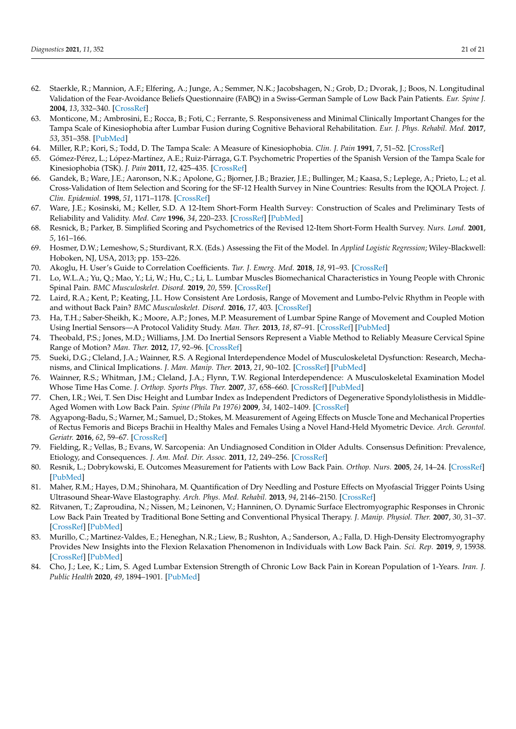62. Staerkle, R.; Mannion, A.F.; Elfering, A.; Junge, A.; Semmer, N.K.; Jacobshagen, N.; Grob, D.; Dvorak, J.; Boos, N. Longitudinal Validation of the Fear-Avoidance Beliefs Questionnaire (FABQ) in a Swiss-German Sample of Low Back Pain Patients. *Eur. Spine J.* **2004**, *13*, 332–340. [CrossRef]
63. Monticone, M.; Ambrosini, E.; Rocca, B.; Foti, C.; Ferrante, S. Responsiveness and Minimal Clinically Important Changes for the Tampa Scale of Kinesiophobia after Lumbar Fusion during Cognitive Behavioral Rehabilitation. *Eur. J. Phys. Rehabil. Med.* **2017**, *53*, 351–358. [PubMed]
64. Miller, R.P.; Kori, S.; Todd, D. The Tampa Scale: A Measure of Kinesiophobia. *Clin. J. Pain* **1991**, *7*, 51–52. [CrossRef]
65. Gómez-Pérez, L.; López-Martínez, A.E.; Ruiz-Párraga, G.T. Psychometric Properties of the Spanish Version of the Tampa Scale for Kinesiophobia (TSK). *J. Pain* **2011**, *12*, 425–435. [CrossRef]
66. Gandek, B.; Ware, J.E.; Aaronson, N.K.; Apolone, G.; Bjorner, J.B.; Brazier, J.E.; Bullinger, M.; Kaasa, S.; Leplege, A.; Prieto, L.; et al. Cross-Validation of Item Selection and Scoring for the SF-12 Health Survey in Nine Countries: Results from the IQOLA Project. *J. Clin. Epidemiol.* **1998**, *51*, 1171–1178. [CrossRef]
67. Ware, J.E.; Kosinski, M.; Keller, S.D. A 12-Item Short-Form Health Survey: Construction of Scales and Preliminary Tests of Reliability and Validity. *Med. Care* **1996**, *34*, 220–233. [CrossRef] [PubMed]
68. Resnick, B.; Parker, B. Simplified Scoring and Psychometrics of the Revised 12-Item Short-Form Health Survey. *Nurs. Lond.* **2001**, *5*, 161–166.
69. Hosmer, D.W.; Lemeshow, S.; Sturdivant, R.X. (Eds.) Assessing the Fit of the Model. In *Applied Logistic Regression*; Wiley-Blackwell: Hoboken, NJ, USA, 2013; pp. 153–226.
70. Akoglu, H. User's Guide to Correlation Coefficients. *Tur. J. Emerg. Med.* **2018**, *18*, 91–93. [CrossRef]
71. Lo, W.L.A.; Yu, Q.; Mao, Y.; Li, W.; Hu, C.; Li, L. Lumbar Muscles Biomechanical Characteristics in Young People with Chronic Spinal Pain. *BMC Musculoskelet. Disord.* **2019**, *20*, 559. [CrossRef]
72. Laird, R.A.; Kent, P.; Keating, J.L. How Consistent Are Lordosis, Range of Movement and Lumbo-Pelvic Rhythm in People with and without Back Pain? *BMC Musculoskelet. Disord.* **2016**, *17*, 403. [CrossRef]
73. Ha, T.H.; Saber-Sheikh, K.; Moore, A.P.; Jones, M.P. Measurement of Lumbar Spine Range of Movement and Coupled Motion Using Inertial Sensors—A Protocol Validity Study. *Man. Ther.* **2013**, *18*, 87–91. [CrossRef] [PubMed]
74. Theobald, P.S.; Jones, M.D.; Williams, J.M. Do Inertial Sensors Represent a Viable Method to Reliably Measure Cervical Spine Range of Motion? *Man. Ther.* **2012**, *17*, 92–96. [CrossRef]
75. Sueki, D.G.; Cleland, J.A.; Wainner, R.S. A Regional Interdependence Model of Musculoskeletal Dysfunction: Research, Mechanisms, and Clinical Implications. *J. Man. Manip. Ther.* **2013**, *21*, 90–102. [CrossRef] [PubMed]
76. Wainner, R.S.; Whitman, J.M.; Cleland, J.A.; Flynn, T.W. Regional Interdependence: A Musculoskeletal Examination Model Whose Time Has Come. *J. Orthop. Sports Phys. Ther.* **2007**, *37*, 658–660. [CrossRef] [PubMed]
77. Chen, I.R.; Wei, T. Sen Disc Height and Lumbar Index as Independent Predictors of Degenerative Spondylolisthesis in Middle-Aged Women with Low Back Pain. *Spine (Phila Pa 1976)* **2009**, *34*, 1402–1409. [CrossRef]
78. Agyapong-Badu, S.; Warner, M.; Samuel, D.; Stokes, M. Measurement of Ageing Effects on Muscle Tone and Mechanical Properties of Rectus Femoris and Biceps Brachii in Healthy Males and Females Using a Novel Hand-Held Myometric Device. *Arch. Gerontol. Geriatr.* **2016**, *62*, 59–67. [CrossRef]
79. Fielding, R.; Vellas, B.; Evans, W. Sarcopenia: An Undiagnosed Condition in Older Adults. Consensus Definition: Prevalence, Etiology, and Consequences. *J. Am. Med. Dir. Assoc.* **2011**, *12*, 249–256. [CrossRef]
80. Resnik, L.; Dobrykowski, E. Outcomes Measurement for Patients with Low Back Pain. *Orthop. Nurs.* **2005**, *24*, 14–24. [CrossRef] [PubMed]
81. Maher, R.M.; Hayes, D.M.; Shinohara, M. Quantification of Dry Needling and Posture Effects on Myofascial Trigger Points Using Ultrasound Shear-Wave Elastography. *Arch. Phys. Med. Rehabil.* **2013**, *94*, 2146–2150. [CrossRef]
82. Ritvanen, T.; Zaproudina, N.; Nissen, M.; Leinonen, V.; Hanninen, O. Dynamic Surface Electromyographic Responses in Chronic Low Back Pain Treated by Traditional Bone Setting and Conventional Physical Therapy. *J. Manip. Physiol. Ther.* **2007**, *30*, 31–37. [CrossRef] [PubMed]
83. Murillo, C.; Martinez-Valdes, E.; Heneghan, N.R.; Liew, B.; Rushton, A.; Sanderson, A.; Falla, D. High-Density Electromyography Provides New Insights into the Flexion Relaxation Phenomenon in Individuals with Low Back Pain. *Sci. Rep.* **2019**, *9*, 15938. [CrossRef] [PubMed]
84. Cho, J.; Lee, K.; Lim, S. Aged Lumbar Extension Strength of Chronic Low Back Pain in Korean Population of 1-Years. *Iran. J. Public Health* **2020**, *49*, 1894–1901. [PubMed]